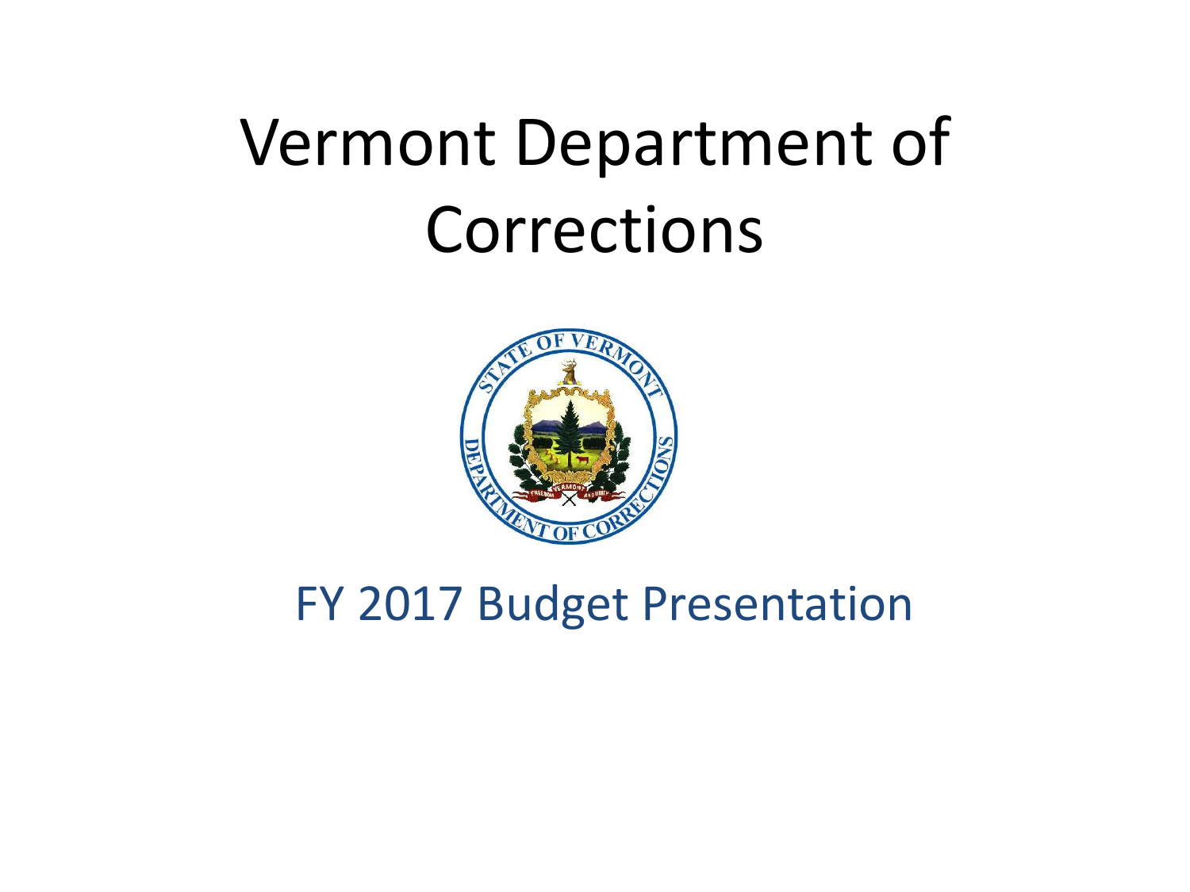# Vermont Department of Corrections

## FY 2017 Budget Presentation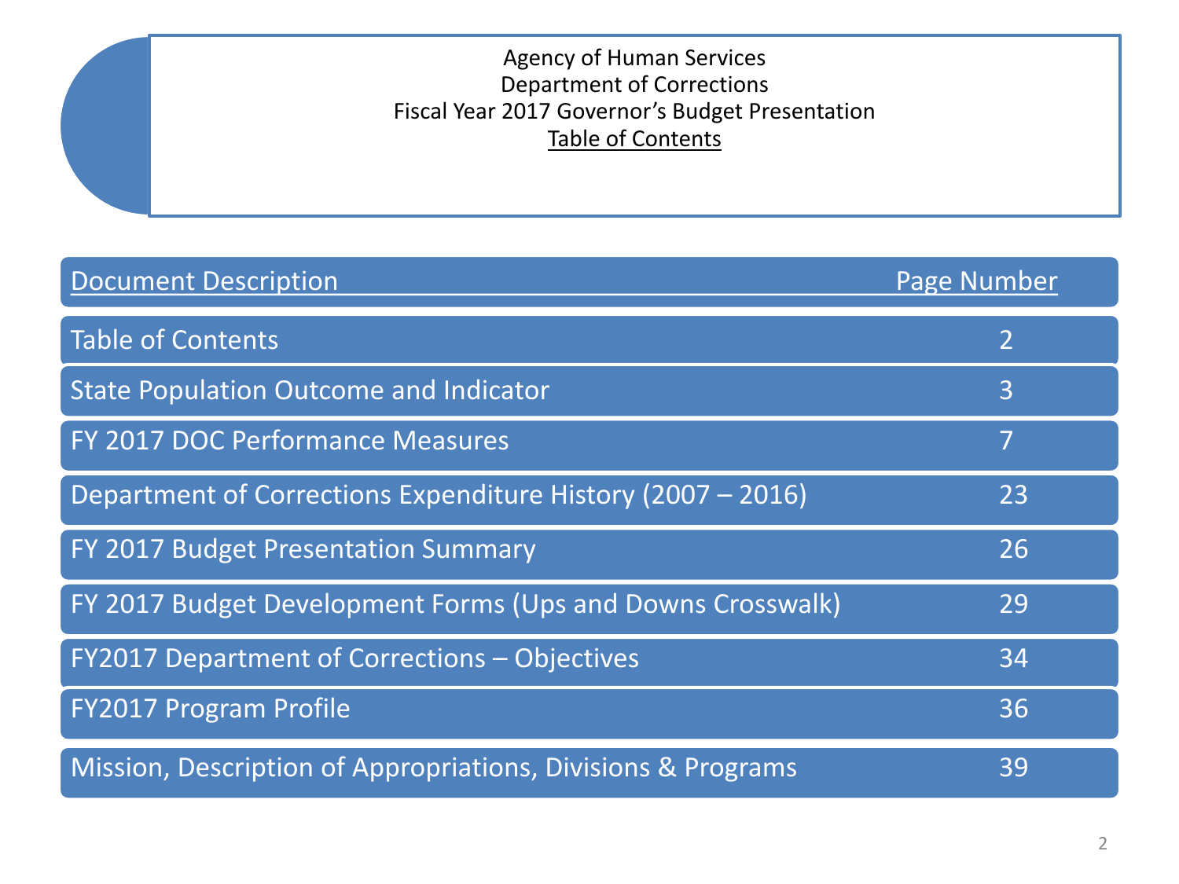Agency of Human Services
Department of Corrections
Fiscal Year 2017 Governor's Budget Presentation
Table of Contents

| Document Description | Page Number |
| --- | --- |
| Table of Contents | 2 |
| State Population Outcome and Indicator | 3 |
| FY 2017 DOC Performance Measures | 7 |
| Department of Corrections Expenditure History (2007 – 2016) | 23 |
| FY 2017 Budget Presentation Summary | 26 |
| FY 2017 Budget Development Forms (Ups and Downs Crosswalk) | 29 |
| FY2017 Department of Corrections – Objectives | 34 |
| FY2017 Program Profile | 36 |
| Mission, Description of Appropriations, Divisions & Programs | 39 |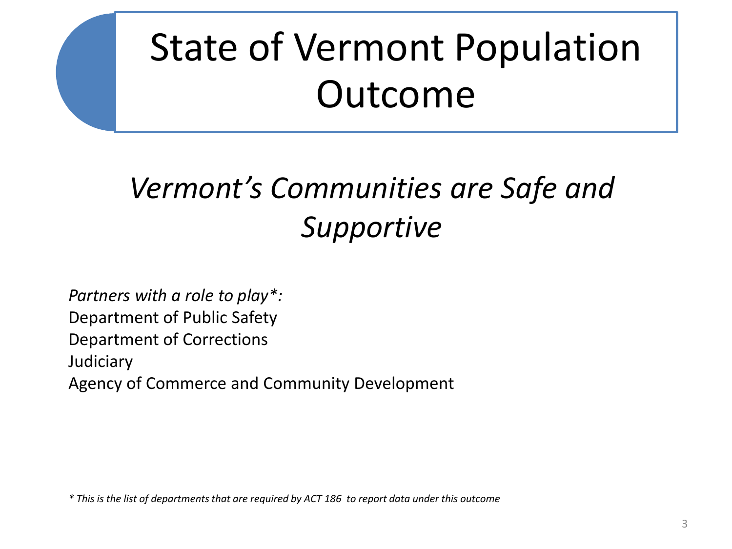# State of Vermont Population Outcome

## *Vermont's Communities are Safe and Supportive*

*Partners with a role to play*:*
Department of Public Safety
Department of Corrections
Judiciary
Agency of Commerce and Community Development

*\* This is the list of departments that are required by ACT 186 to report data under this outcome*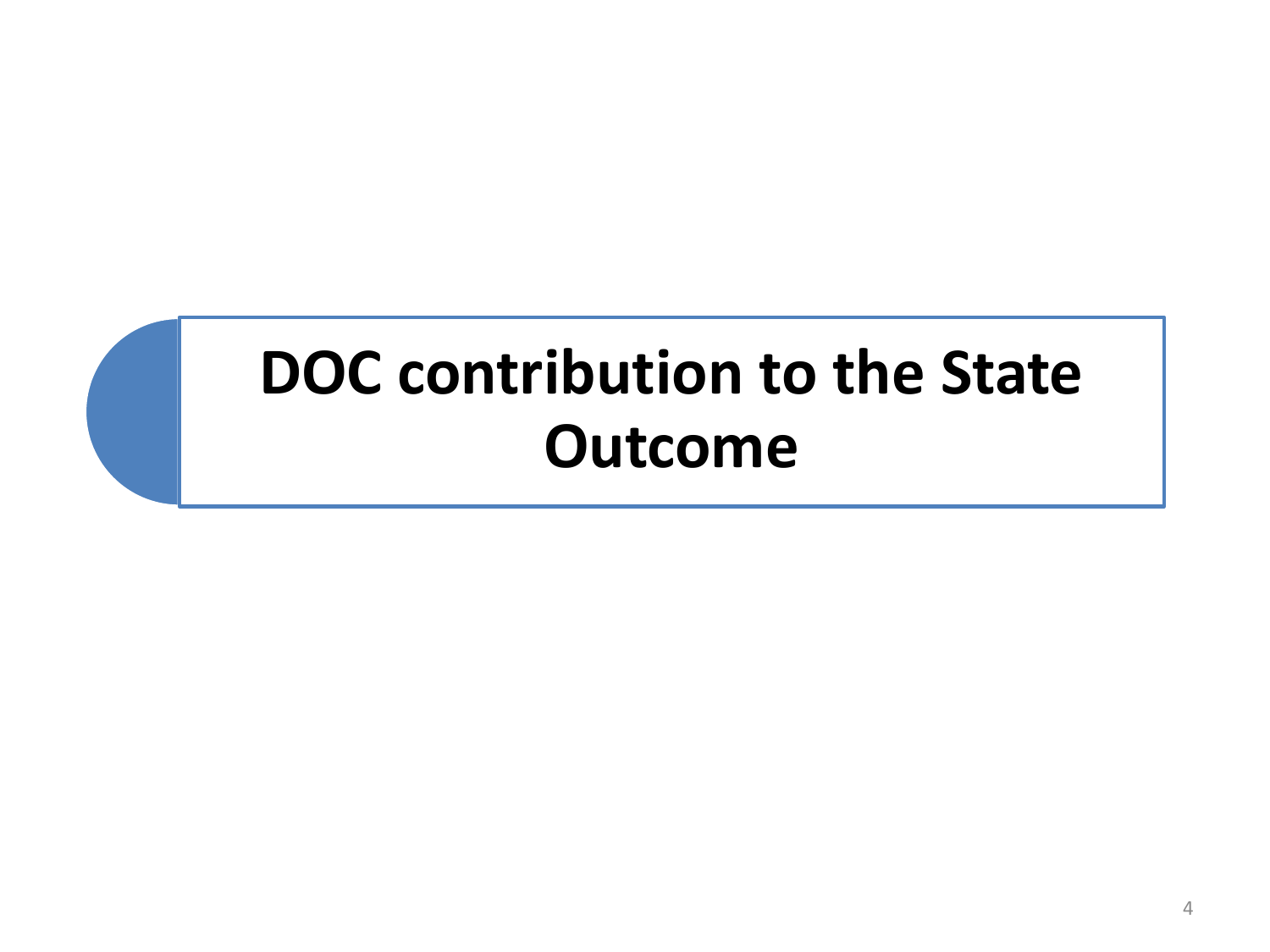# DOC contribution to the State Outcome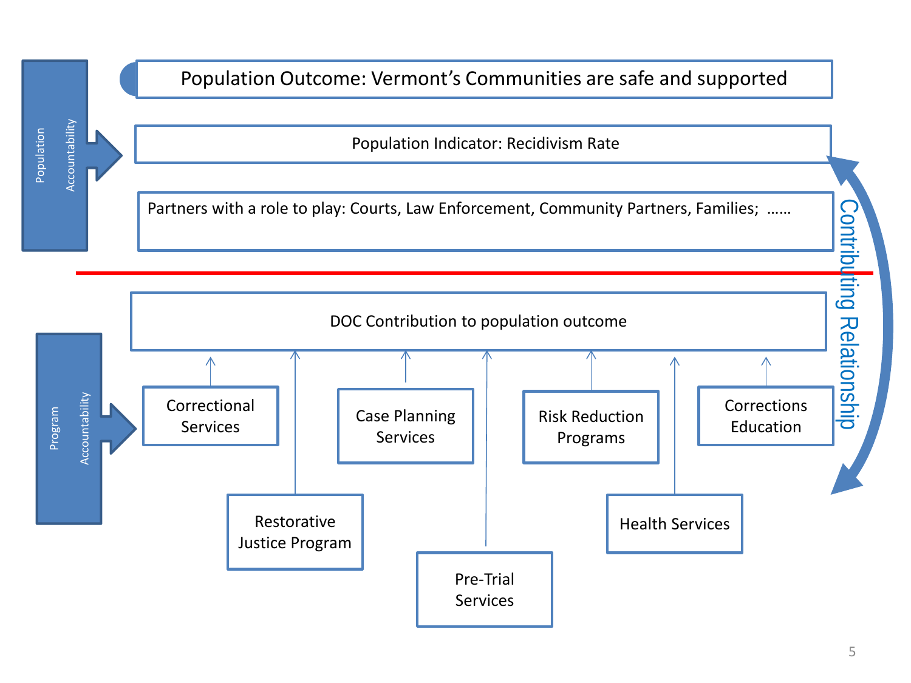Population Accountability

Population Outcome: Vermont's Communities are safe and supported

Population Indicator: Recidivism Rate

Partners with a role to play: Courts, Law Enforcement, Community Partners, Families; ……

Contributing Relationship

Program Accountability

DOC Contribution to population outcome

- Correctional Services
- Restorative Justice Program
- Case Planning Services
- Pre-Trial Services
- Risk Reduction Programs
- Health Services
- Corrections Education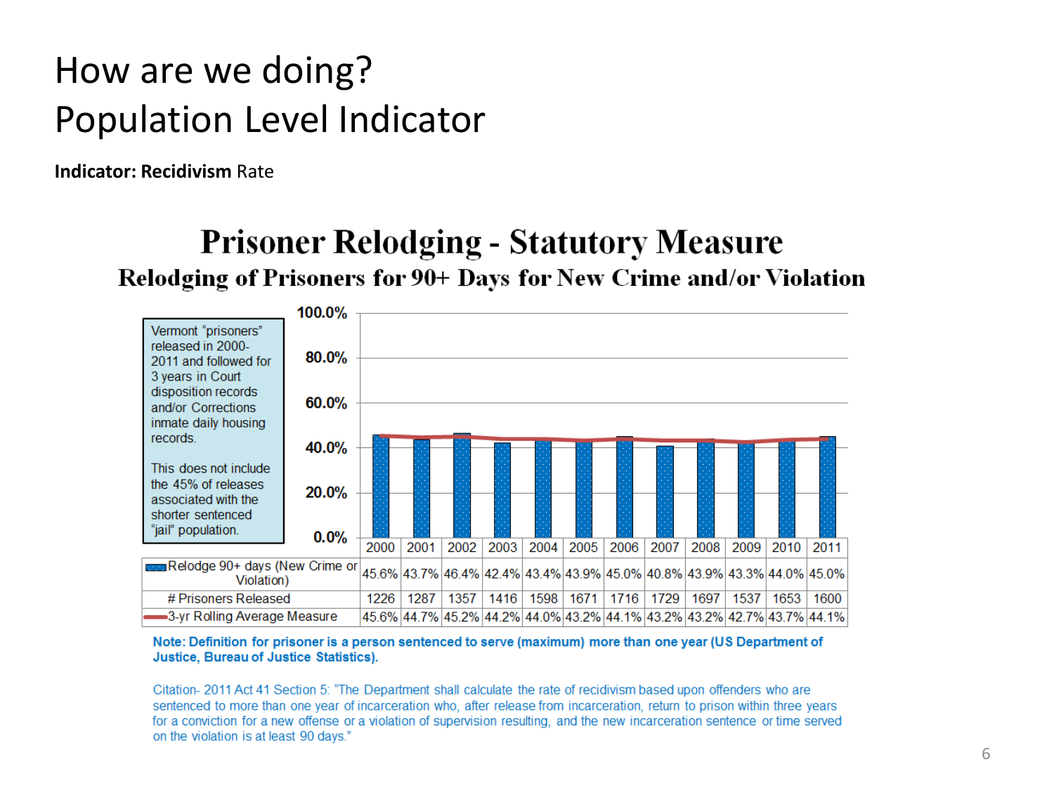# How are we doing?
# Population Level Indicator

**Indicator: Recidivism** Rate

## Prisoner Relodging - Statutory Measure

### Relodging of Prisoners for 90+ Days for New Crime and/or Violation

Vermont "prisoners" released in 2000-2011 and followed for 3 years in Court disposition records and/or Corrections inmate daily housing records.

This does not include the 45% of releases associated with the shorter sentenced "jail" population.

| | 2000 | 2001 | 2002 | 2003 | 2004 | 2005 | 2006 | 2007 | 2008 | 2009 | 2010 | 2011 |
|---|---|---|---|---|---|---|---|---|---|---|---|---|
| Relodge 90+ days (New Crime or Violation) | 45.6% | 43.7% | 46.4% | 42.4% | 43.4% | 43.9% | 45.0% | 40.8% | 43.9% | 43.3% | 44.0% | 45.0% |
| # Prisoners Released | 1226 | 1287 | 1357 | 1416 | 1598 | 1671 | 1716 | 1729 | 1697 | 1537 | 1653 | 1600 |
| 3-yr Rolling Average Measure | 45.6% | 44.7% | 45.2% | 44.2% | 44.0% | 43.2% | 44.1% | 43.2% | 43.2% | 42.7% | 43.7% | 44.1% |

**Note: Definition for prisoner is a person sentenced to serve (maximum) more than one year (US Department of Justice, Bureau of Justice Statistics).**

Citation- 2011 Act 41 Section 5: "The Department shall calculate the rate of recidivism based upon offenders who are sentenced to more than one year of incarceration who, after release from incarceration, return to prison within three years for a conviction for a new offense or a violation of supervision resulting, and the new incarceration sentence or time served on the violation is at least 90 days."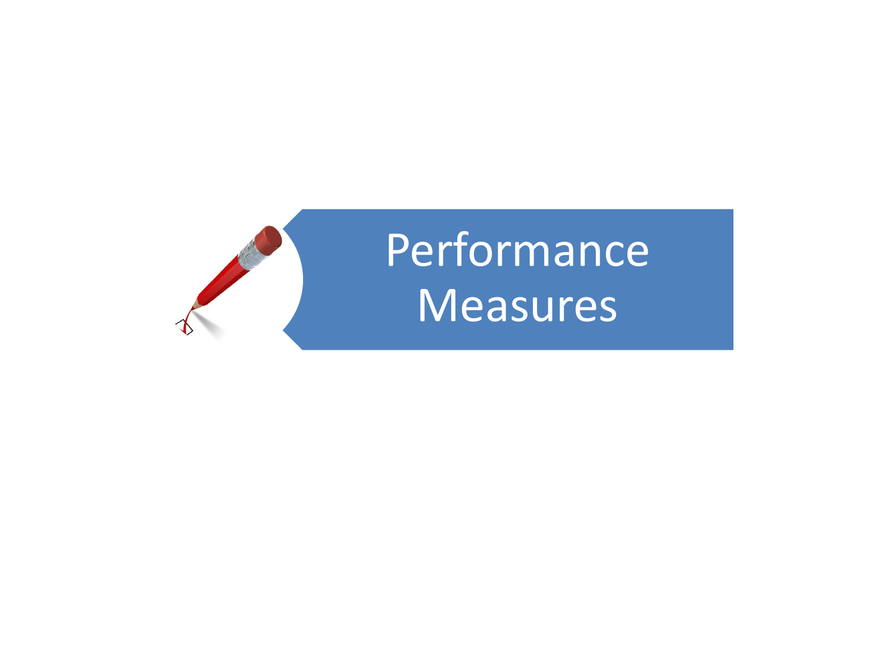# Performance Measures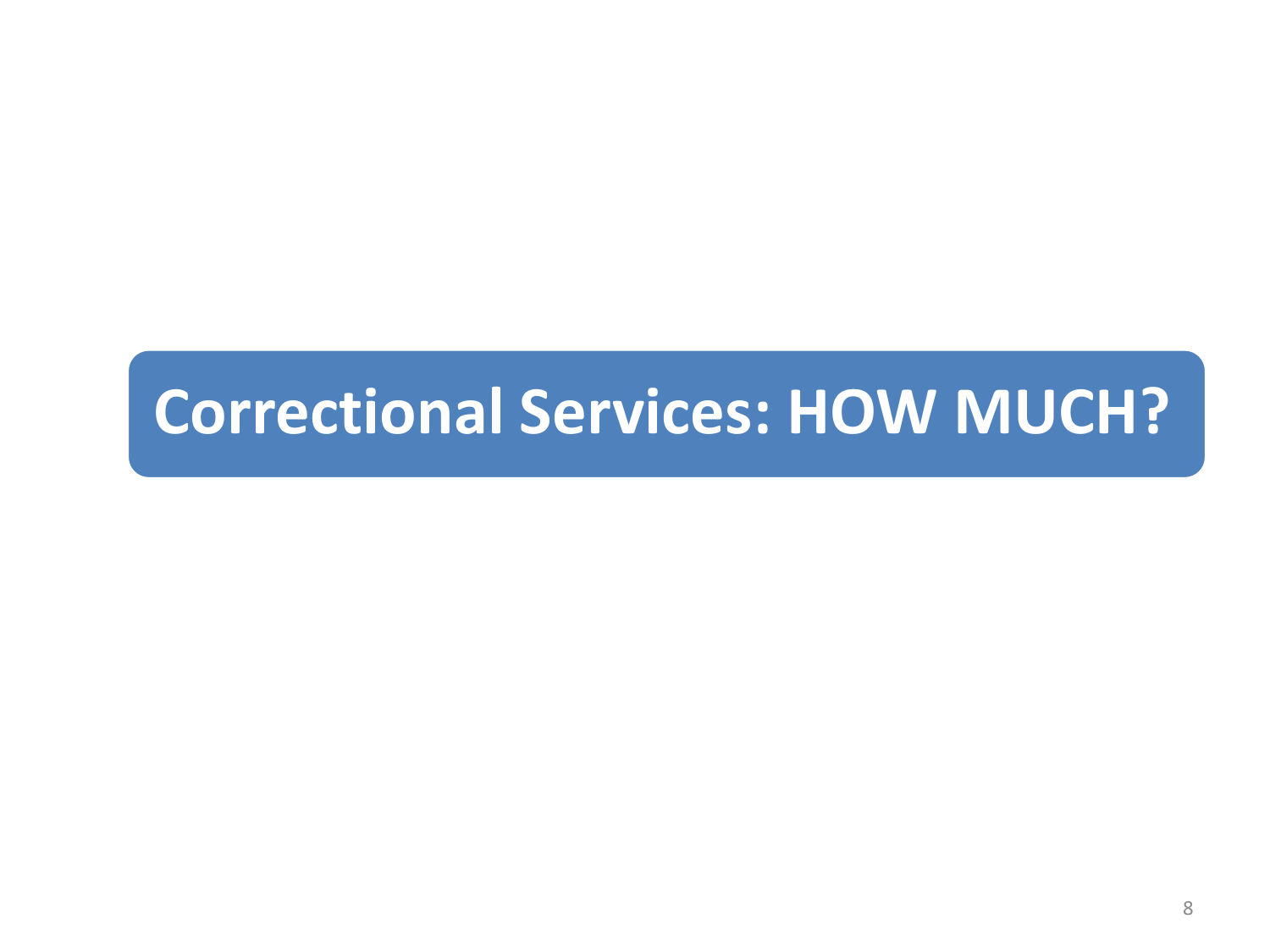# Correctional Services: HOW MUCH?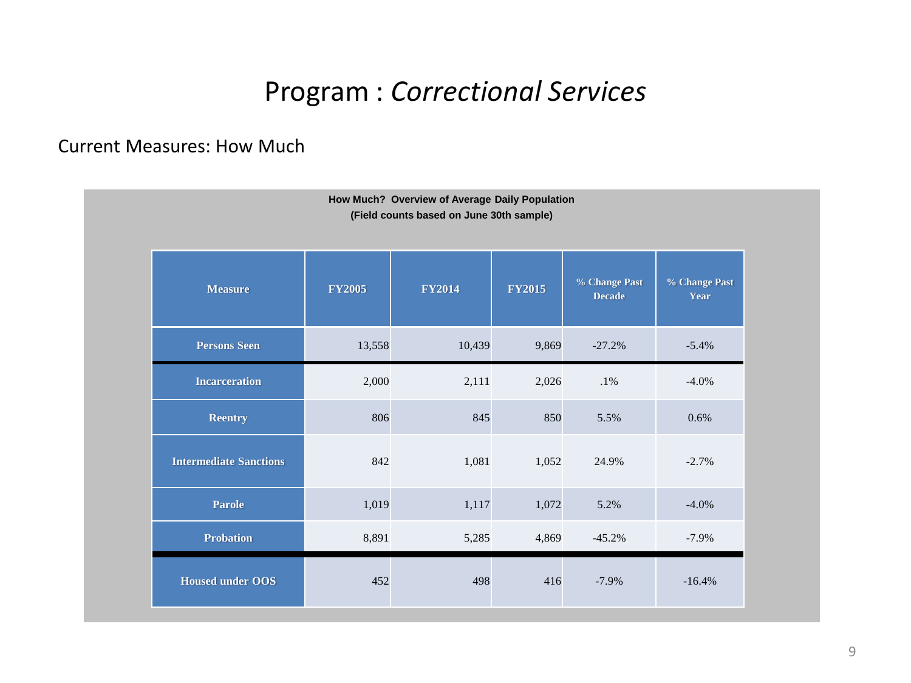# Program : *Correctional Services*

Current Measures: How Much

**How Much? Overview of Average Daily Population**
**(Field counts based on June 30th sample)**

| Measure | FY2005 | FY2014 | FY2015 | % Change Past Decade | % Change Past Year |
|---|---|---|---|---|---|
| **Persons Seen** | 13,558 | 10,439 | 9,869 | -27.2% | -5.4% |
| **Incarceration** | 2,000 | 2,111 | 2,026 | .1% | -4.0% |
| **Reentry** | 806 | 845 | 850 | 5.5% | 0.6% |
| **Intermediate Sanctions** | 842 | 1,081 | 1,052 | 24.9% | -2.7% |
| **Parole** | 1,019 | 1,117 | 1,072 | 5.2% | -4.0% |
| **Probation** | 8,891 | 5,285 | 4,869 | -45.2% | -7.9% |
| **Housed under OOS** | 452 | 498 | 416 | -7.9% | -16.4% |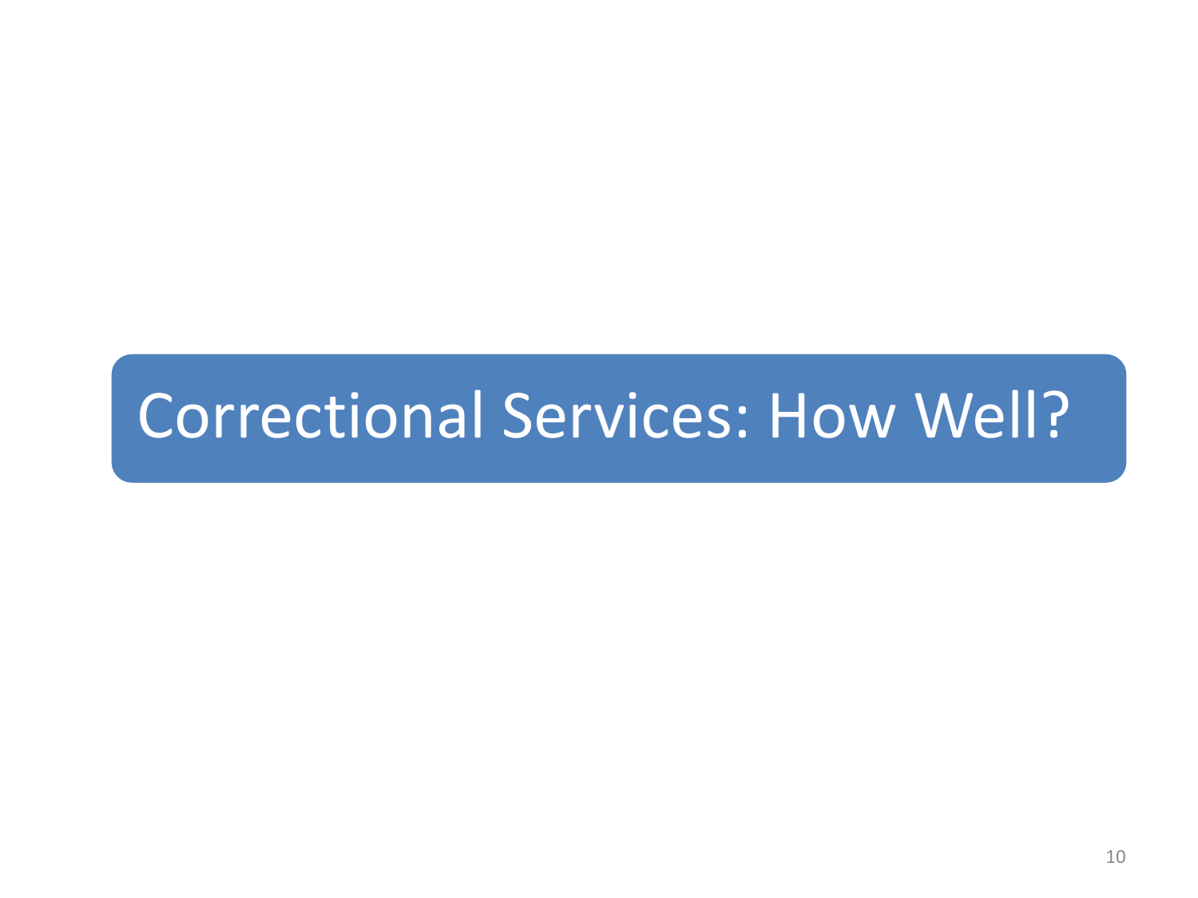# Correctional Services: How Well?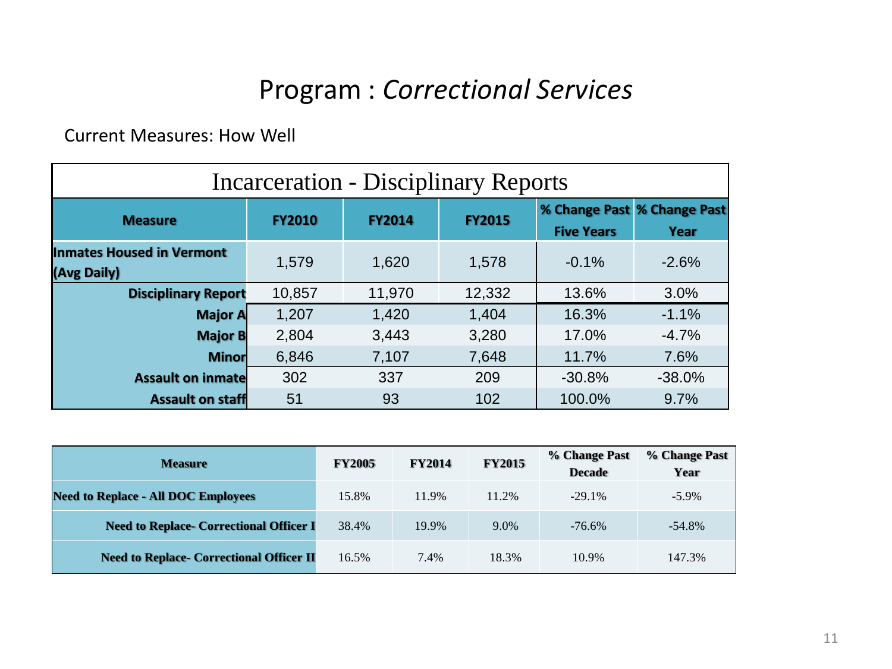# Program : *Correctional Services*

Current Measures: How Well

| Incarceration - Disciplinary Reports | | | | | |
|---|---|---|---|---|---|
| **Measure** | **FY2010** | **FY2014** | **FY2015** | **% Change Past Five Years** | **% Change Past Year** |
| **Inmates Housed in Vermont (Avg Daily)** | 1,579 | 1,620 | 1,578 | -0.1% | -2.6% |
| **Disciplinary Report** | 10,857 | 11,970 | 12,332 | 13.6% | 3.0% |
| **Major A** | 1,207 | 1,420 | 1,404 | 16.3% | -1.1% |
| **Major B** | 2,804 | 3,443 | 3,280 | 17.0% | -4.7% |
| **Minor** | 6,846 | 7,107 | 7,648 | 11.7% | 7.6% |
| **Assault on inmate** | 302 | 337 | 209 | -30.8% | -38.0% |
| **Assault on staff** | 51 | 93 | 102 | 100.0% | 9.7% |

| **Measure** | **FY2005** | **FY2014** | **FY2015** | **% Change Past Decade** | **% Change Past Year** |
|---|---|---|---|---|---|
| **Need to Replace - All DOC Employees** | 15.8% | 11.9% | 11.2% | -29.1% | -5.9% |
| **Need to Replace- Correctional Officer I** | 38.4% | 19.9% | 9.0% | -76.6% | -54.8% |
| **Need to Replace- Correctional Officer II** | 16.5% | 7.4% | 18.3% | 10.9% | 147.3% |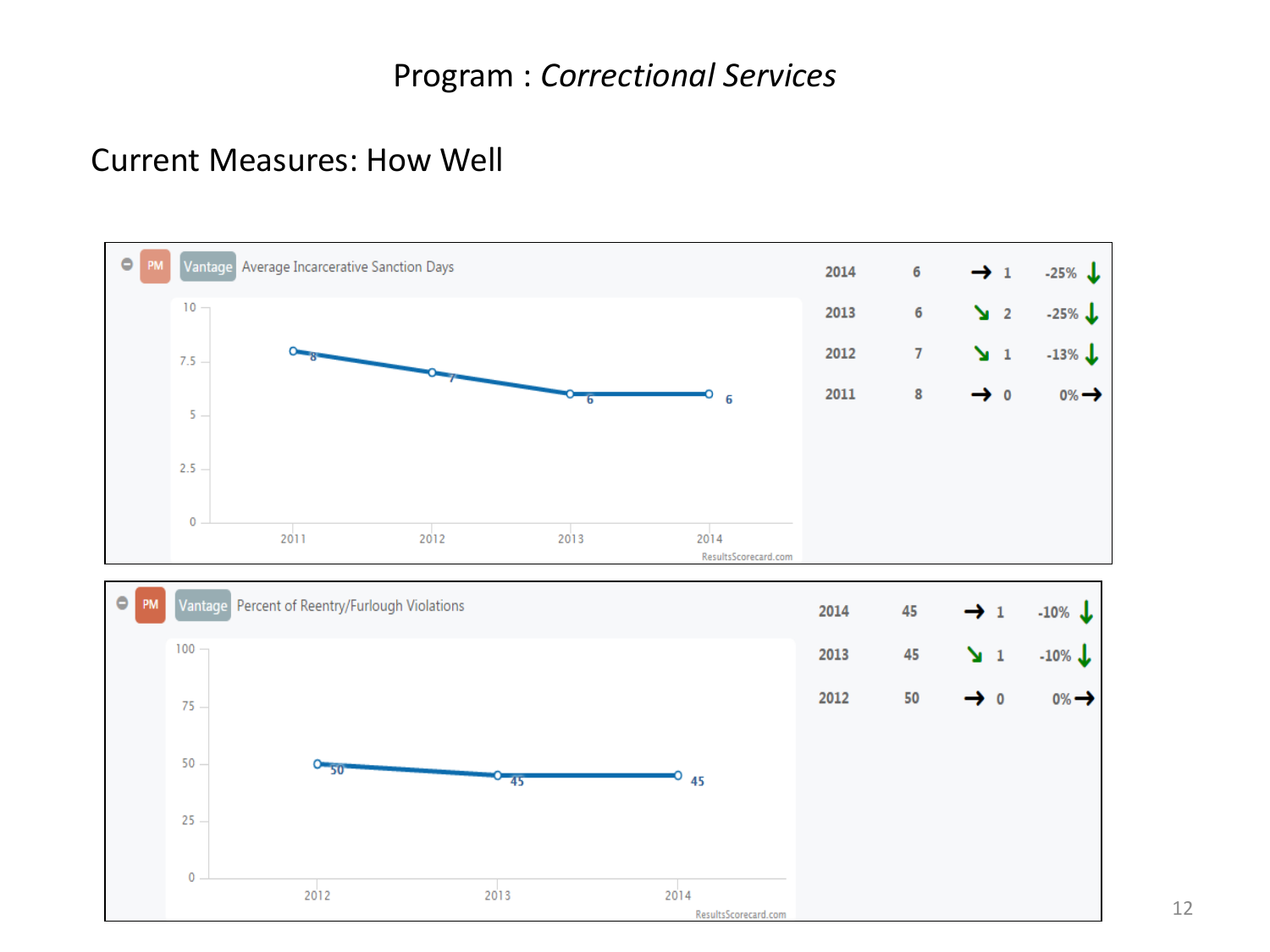# Program : *Correctional Services*

## Current Measures: How Well

**PM** **Vantage** Average Incarcerative Sanction Days

| Year | Value | Trend | | Change |
|---|---|---|---|---|
| 2014 | 6 | → | 1 | -25% ↓ |
| 2013 | 6 | ↘ | 2 | -25% ↓ |
| 2012 | 7 | ↘ | 1 | -13% ↓ |
| 2011 | 8 | → | 0 | 0% → |

**PM** **Vantage** Percent of Reentry/Furlough Violations

| Year | Value | Trend | | Change |
|---|---|---|---|---|
| 2014 | 45 | → | 1 | -10% ↓ |
| 2013 | 45 | ↘ | 1 | -10% ↓ |
| 2012 | 50 | → | 0 | 0% → |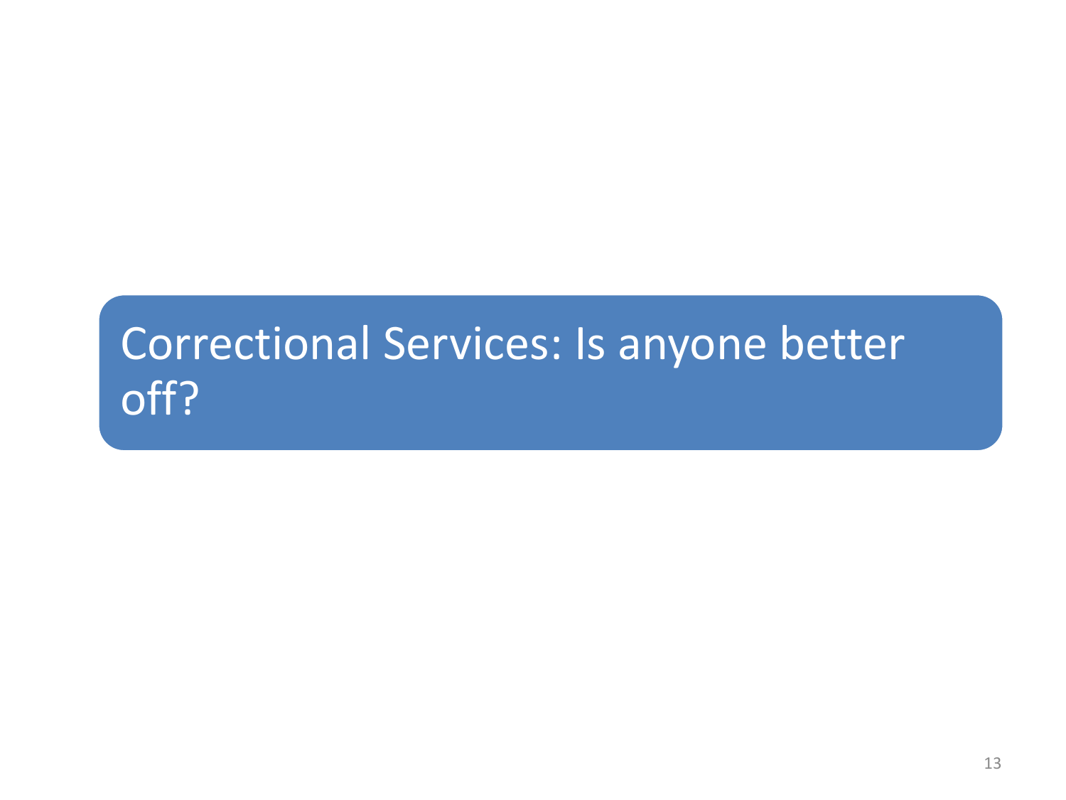## Correctional Services: Is anyone better off?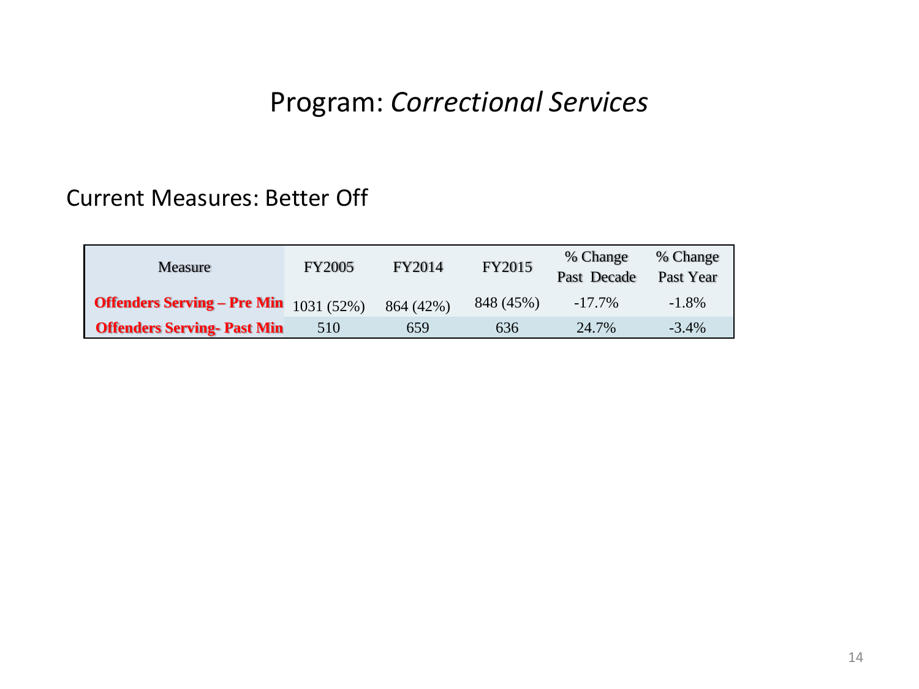# Program: *Correctional Services*

## Current Measures: Better Off

| Measure | FY2005 | FY2014 | FY2015 | % Change Past Decade | % Change Past Year |
|---|---|---|---|---|---|
| **Offenders Serving – Pre Min** | 1031 (52%) | 864 (42%) | 848 (45%) | -17.7% | -1.8% |
| **Offenders Serving- Past Min** | 510 | 659 | 636 | 24.7% | -3.4% |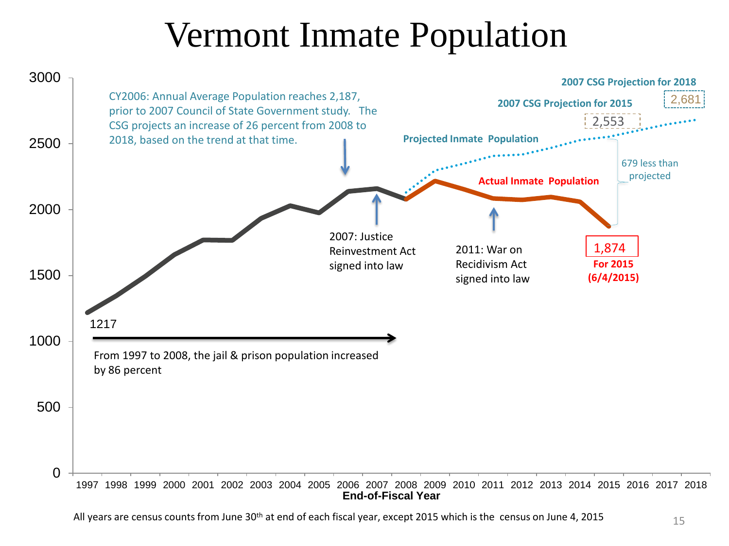# Vermont Inmate Population

CY2006: Annual Average Population reaches 2,187, prior to 2007 Council of State Government study. The CSG projects an increase of 26 percent from 2008 to 2018, based on the trend at that time.

2007 CSG Projection for 2018: 2,681

2007 CSG Projection for 2015: 2,553

Projected Inmate Population

Actual Inmate Population

679 less than projected

2007: Justice Reinvestment Act signed into law

2011: War on Recidivism Act signed into law

1,874 For 2015 (6/4/2015)

1217

From 1997 to 2008, the jail & prison population increased by 86 percent

End-of-Fiscal Year

All years are census counts from June 30th at end of each fiscal year, except 2015 which is the census on June 4, 2015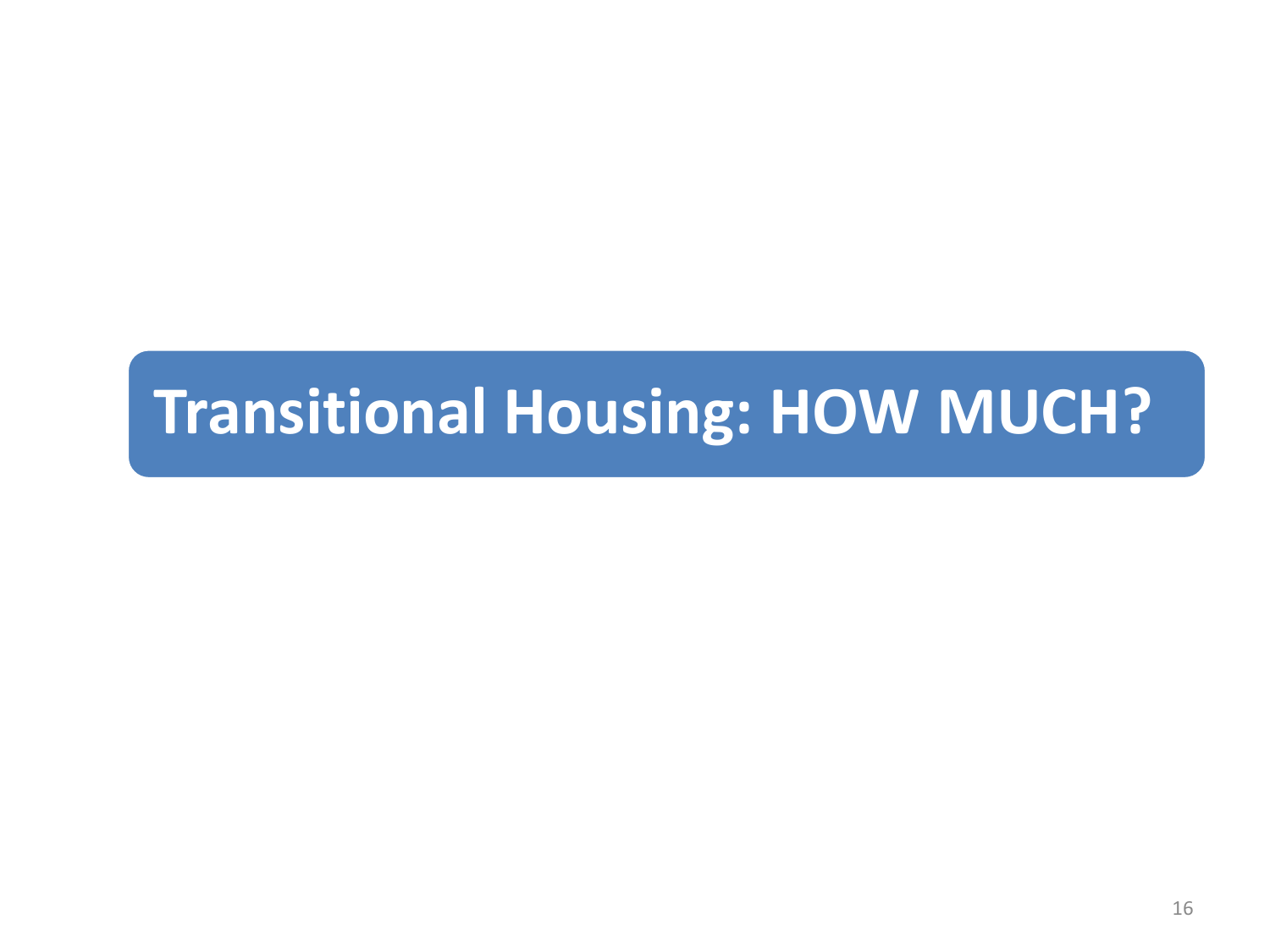# Transitional Housing: HOW MUCH?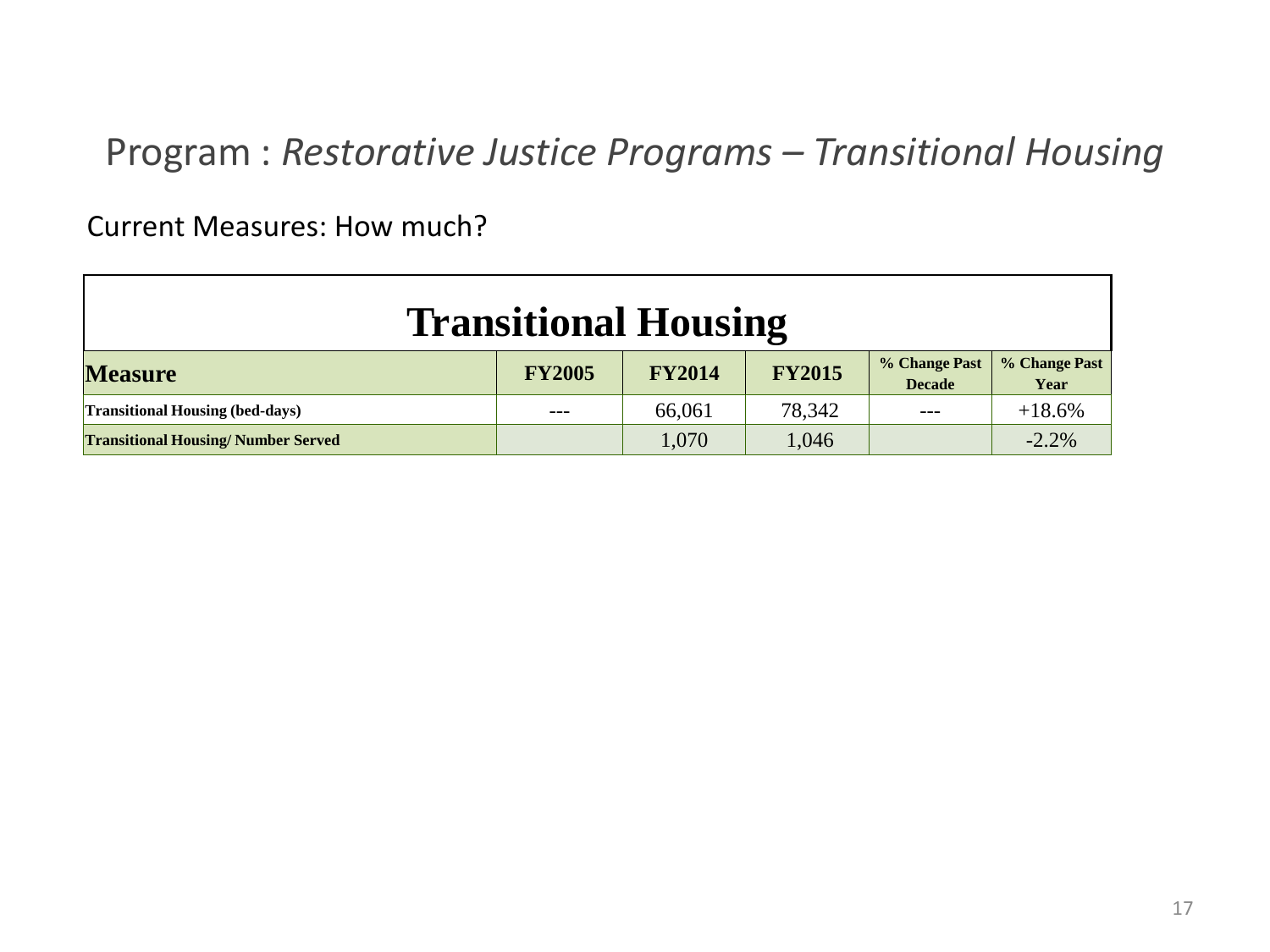# Program : *Restorative Justice Programs – Transitional Housing*

Current Measures: How much?

| Transitional Housing | | | | | |
|---|---|---|---|---|---|
| **Measure** | **FY2005** | **FY2014** | **FY2015** | **% Change Past Decade** | **% Change Past Year** |
| **Transitional Housing (bed-days)** | --- | 66,061 | 78,342 | --- | +18.6% |
| **Transitional Housing/ Number Served** | | 1,070 | 1,046 | | -2.2% |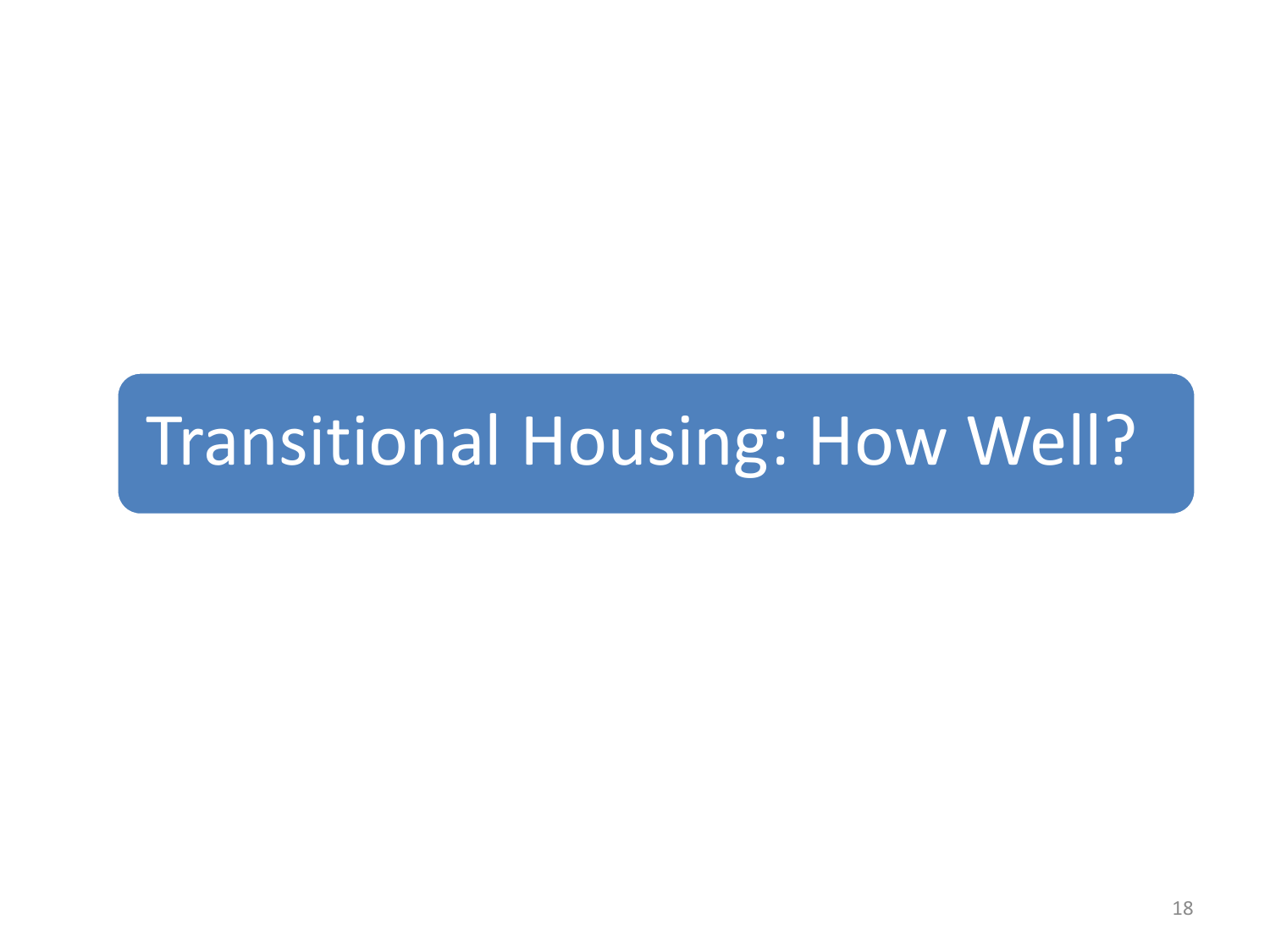# Transitional Housing: How Well?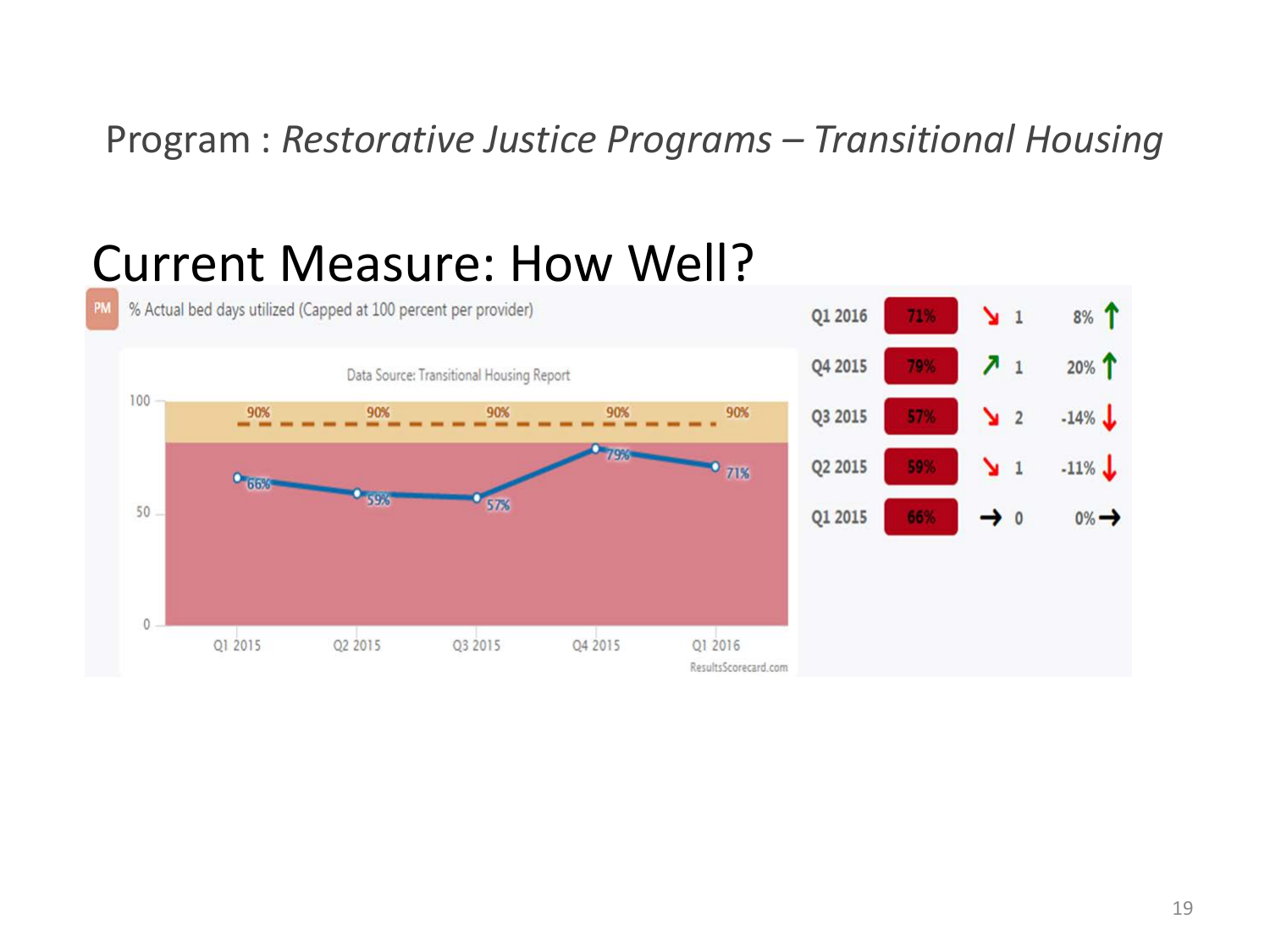Program : *Restorative Justice Programs – Transitional Housing*

# Current Measure: How Well?

PM % Actual bed days utilized (Capped at 100 percent per provider)

Data Source: Transitional Housing Report

| Quarter | Value | Trend | | Change |
|---|---|---|---|---|
| Q1 2016 | 71% | ↘ | 1 | 8% ↑ |
| Q4 2015 | 79% | ↗ | 1 | 20% ↑ |
| Q3 2015 | 57% | ↘ | 2 | -14% ↓ |
| Q2 2015 | 59% | ↘ | 1 | -11% ↓ |
| Q1 2015 | 66% | → | 0 | 0% → |

Target: 90% (Q1 2015 – Q1 2016)

ResultsScorecard.com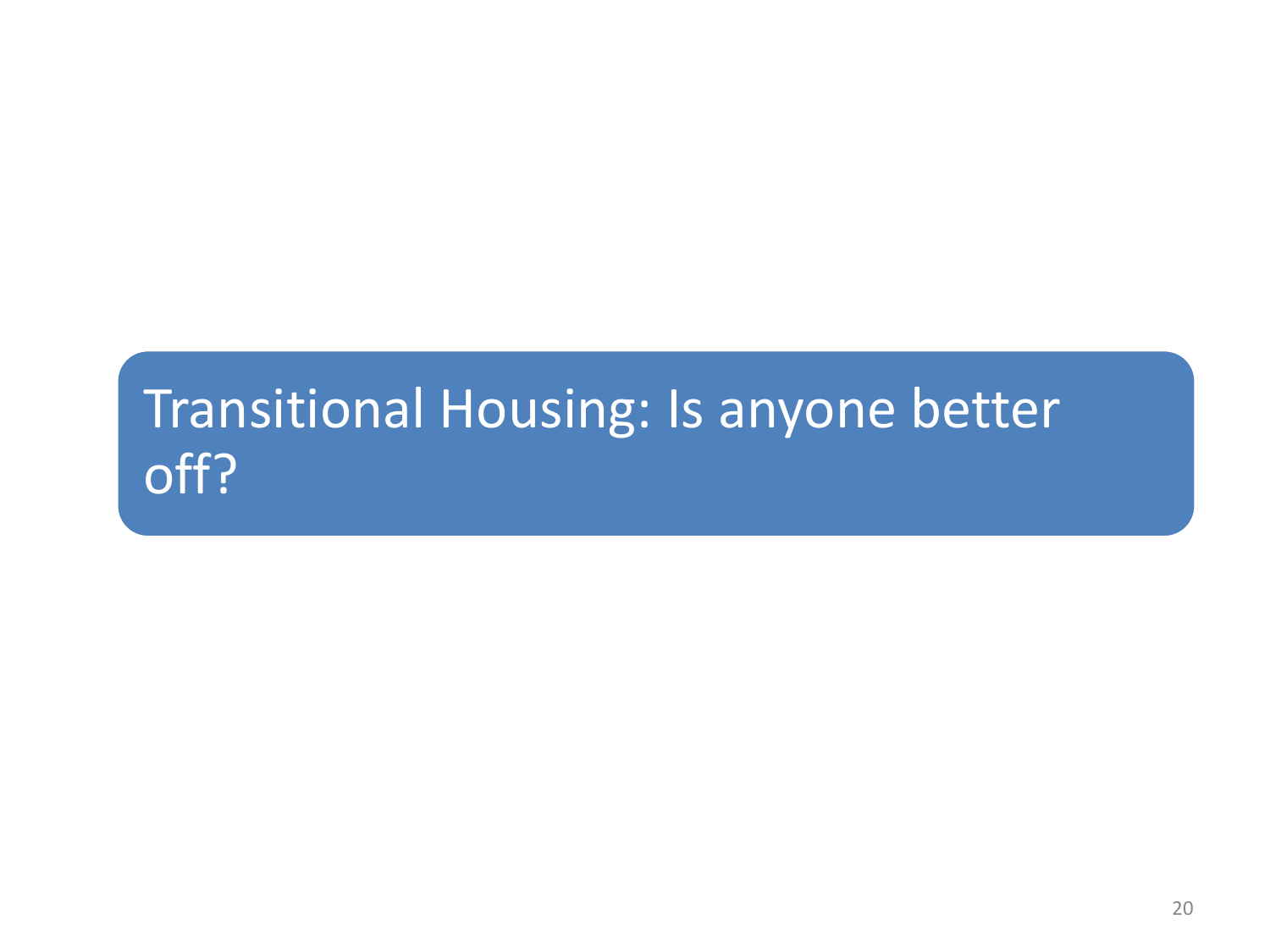# Transitional Housing: Is anyone better off?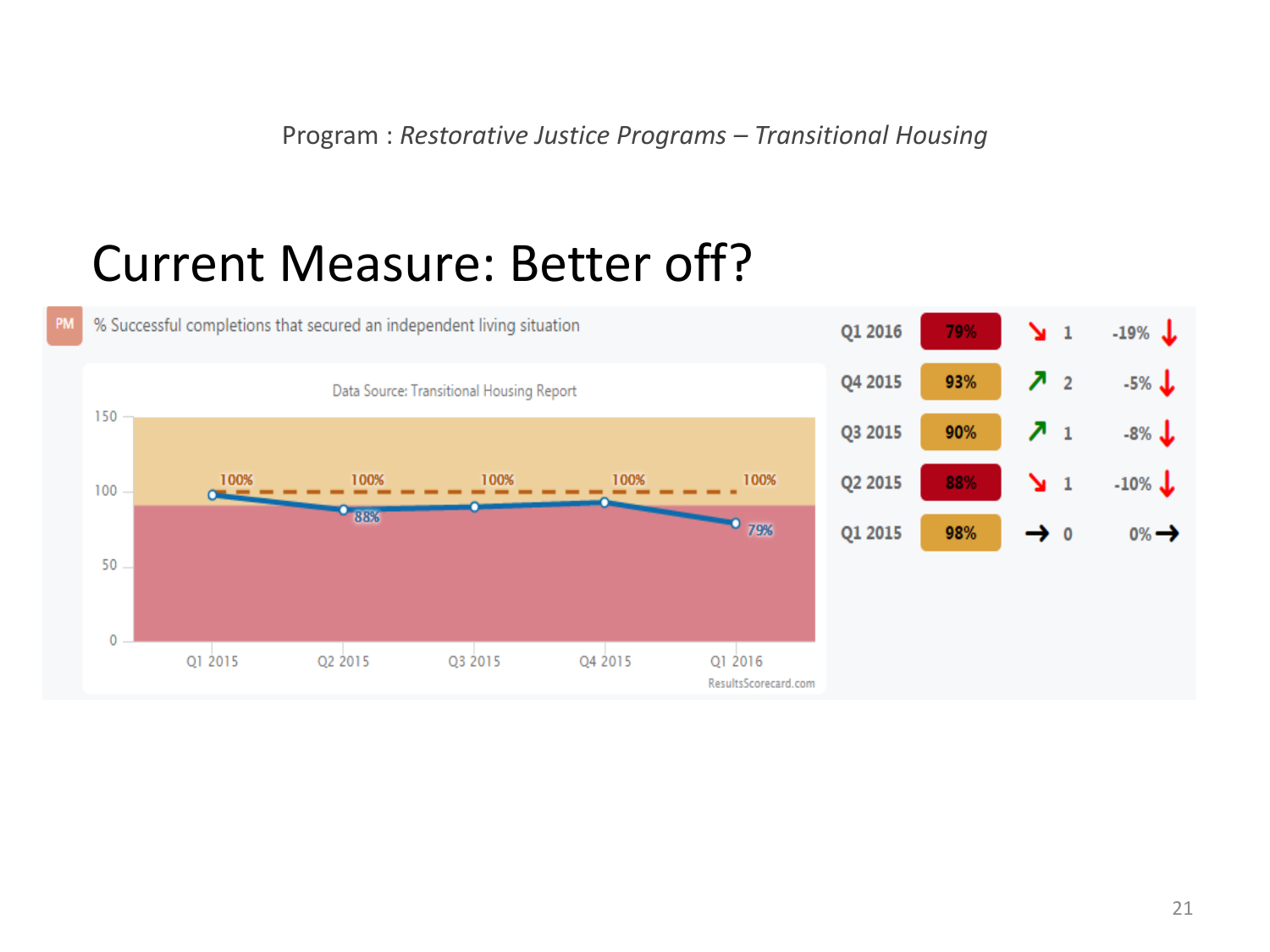Program : *Restorative Justice Programs – Transitional Housing*

# Current Measure: Better off?

PM % Successful completions that secured an independent living situation

Data Source: Transitional Housing Report

| Period | Value | Trend | | Change |
|---|---|---|---|---|
| Q1 2016 | 79% | ↘ | 1 | -19% ↓ |
| Q4 2015 | 93% | ↗ | 2 | -5% ↓ |
| Q3 2015 | 90% | ↗ | 1 | -8% ↓ |
| Q2 2015 | 88% | ↘ | 1 | -10% ↓ |
| Q1 2015 | 98% | → | 0 | 0% → |

ResultsScorecard.com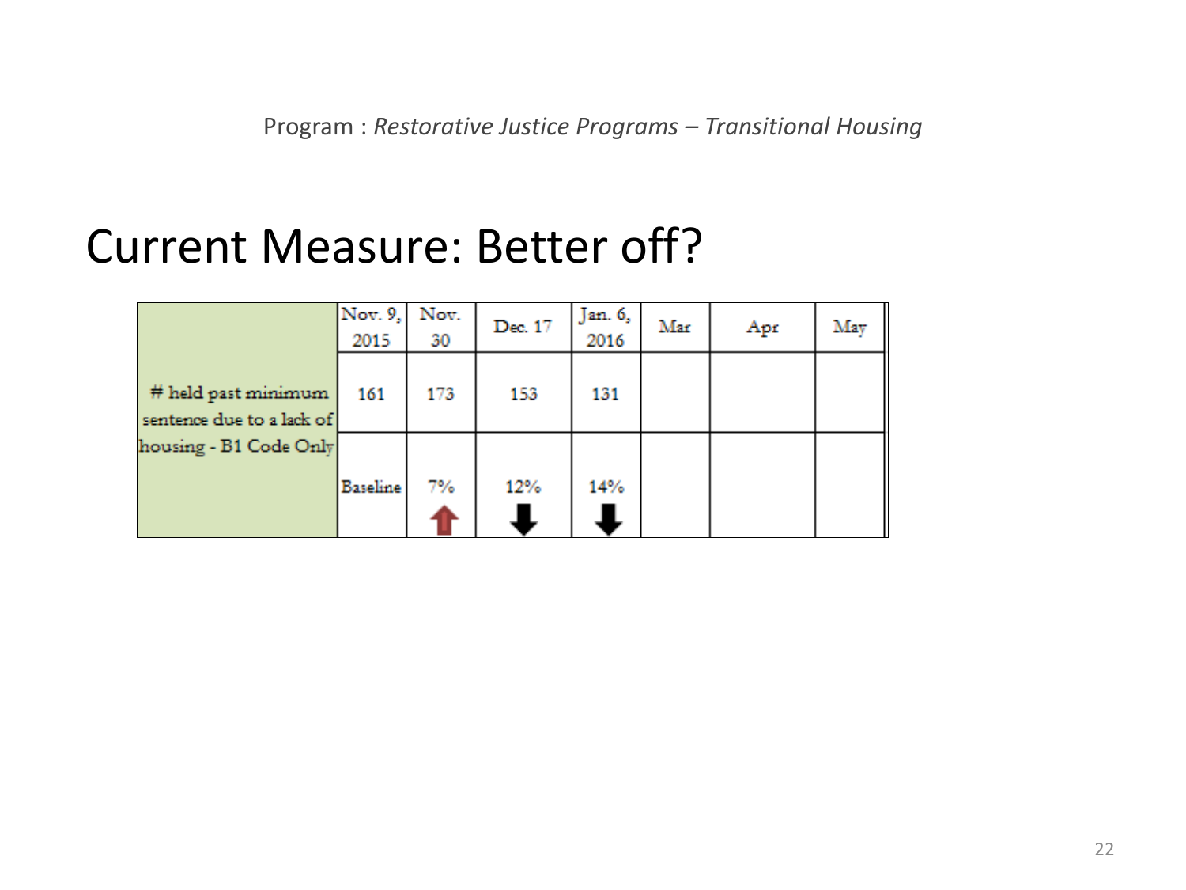Program : *Restorative Justice Programs – Transitional Housing*

# Current Measure: Better off?

| | Nov. 9, 2015 | Nov. 30 | Dec. 17 | Jan. 6, 2016 | Mar | Apr | May |
|---|---|---|---|---|---|---|---|
| # held past minimum sentence due to a lack of housing - B1 Code Only | 161 | 173 | 153 | 131 | | | |
| | Baseline | 7% ↑ | 12% ↓ | 14% ↓ | | | |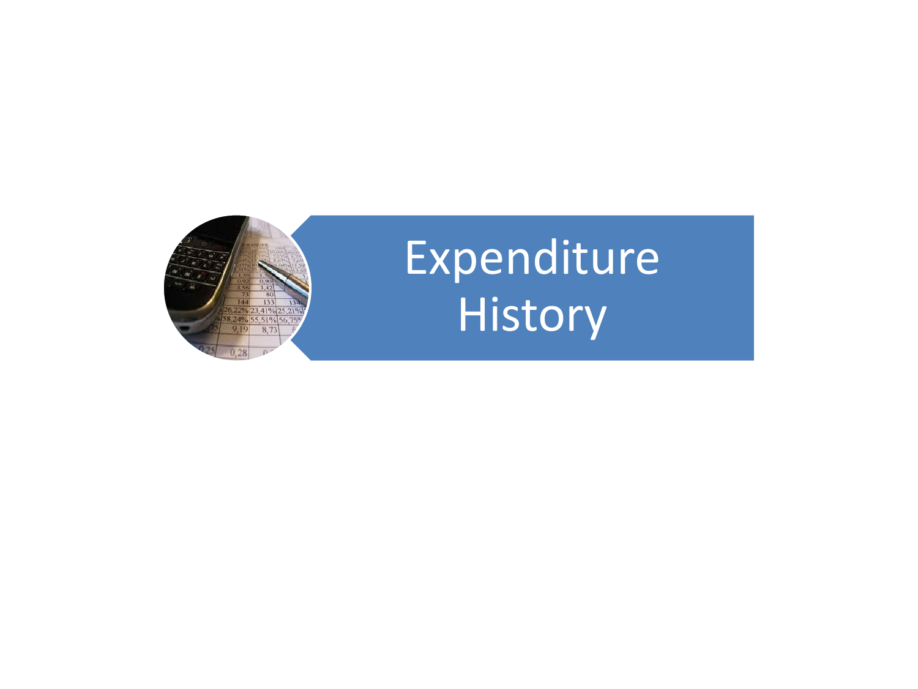# Expenditure History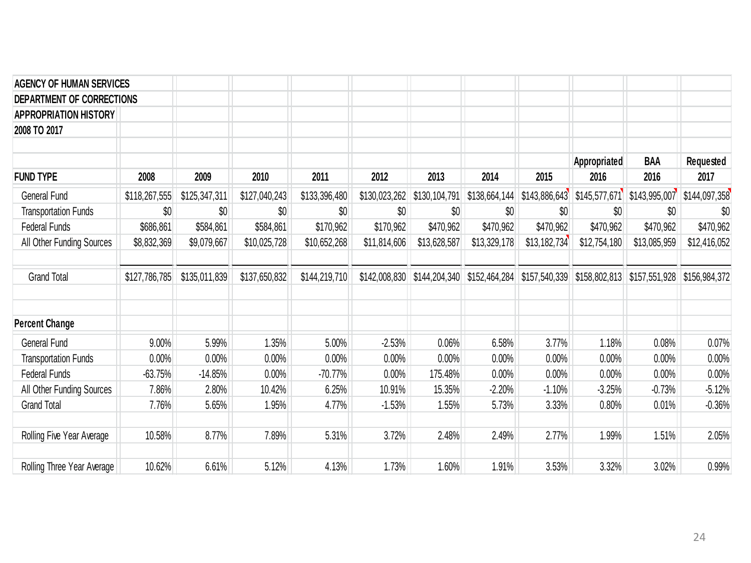**AGENCY OF HUMAN SERVICES**
**DEPARTMENT OF CORRECTIONS**
**APPROPRIATION HISTORY**
**2008 TO 2017**

| FUND TYPE | 2008 | 2009 | 2010 | 2011 | 2012 | 2013 | 2014 | 2015 | Appropriated 2016 | BAA 2016 | Requested 2017 |
|---|---|---|---|---|---|---|---|---|---|---|---|
| General Fund | $118,267,555 | $125,347,311 | $127,040,243 | $133,396,480 | $130,023,262 | $130,104,791 | $138,664,144 | $143,886,643 | $145,577,671 | $143,995,007 | $144,097,358 |
| Transportation Funds | $0 | $0 | $0 | $0 | $0 | $0 | $0 | $0 | $0 | $0 | $0 |
| Federal Funds | $686,861 | $584,861 | $584,861 | $170,962 | $170,962 | $470,962 | $470,962 | $470,962 | $470,962 | $470,962 | $470,962 |
| All Other Funding Sources | $8,832,369 | $9,079,667 | $10,025,728 | $10,652,268 | $11,814,606 | $13,628,587 | $13,329,178 | $13,182,734 | $12,754,180 | $13,085,959 | $12,416,052 |
| Grand Total | $127,786,785 | $135,011,839 | $137,650,832 | $144,219,710 | $142,008,830 | $144,204,340 | $152,464,284 | $157,540,339 | $158,802,813 | $157,551,928 | $156,984,372 |
| **Percent Change** | | | | | | | | | | | |
| General Fund | 9.00% | 5.99% | 1.35% | 5.00% | -2.53% | 0.06% | 6.58% | 3.77% | 1.18% | 0.08% | 0.07% |
| Transportation Funds | 0.00% | 0.00% | 0.00% | 0.00% | 0.00% | 0.00% | 0.00% | 0.00% | 0.00% | 0.00% | 0.00% |
| Federal Funds | -63.75% | -14.85% | 0.00% | -70.77% | 0.00% | 175.48% | 0.00% | 0.00% | 0.00% | 0.00% | 0.00% |
| All Other Funding Sources | 7.86% | 2.80% | 10.42% | 6.25% | 10.91% | 15.35% | -2.20% | -1.10% | -3.25% | -0.73% | -5.12% |
| Grand Total | 7.76% | 5.65% | 1.95% | 4.77% | -1.53% | 1.55% | 5.73% | 3.33% | 0.80% | 0.01% | -0.36% |
| Rolling Five Year Average | 10.58% | 8.77% | 7.89% | 5.31% | 3.72% | 2.48% | 2.49% | 2.77% | 1.99% | 1.51% | 2.05% |
| Rolling Three Year Average | 10.62% | 6.61% | 5.12% | 4.13% | 1.73% | 1.60% | 1.91% | 3.53% | 3.32% | 3.02% | 0.99% |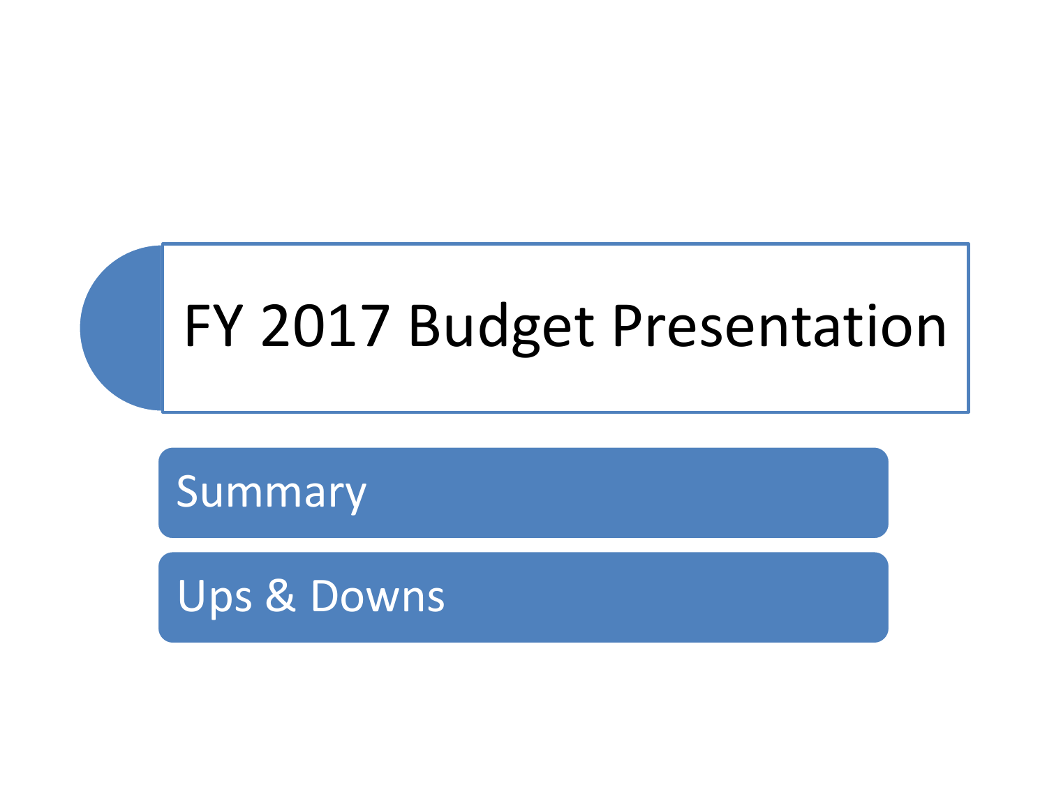# FY 2017 Budget Presentation

- Summary
- Ups & Downs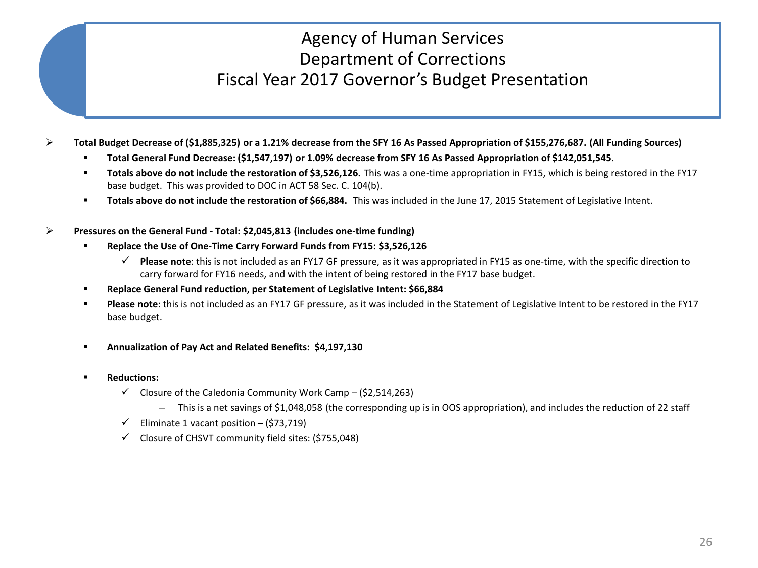# Agency of Human Services
# Department of Corrections
# Fiscal Year 2017 Governor's Budget Presentation

- **Total Budget Decrease of ($1,885,325) or a 1.21% decrease from the SFY 16 As Passed Appropriation of $155,276,687. (All Funding Sources)**
  - **Total General Fund Decrease: ($1,547,197) or 1.09% decrease from SFY 16 As Passed Appropriation of $142,051,545.**
  - **Totals above do not include the restoration of $3,526,126.** This was a one-time appropriation in FY15, which is being restored in the FY17 base budget. This was provided to DOC in ACT 58 Sec. C. 104(b).
  - **Totals above do not include the restoration of $66,884.** This was included in the June 17, 2015 Statement of Legislative Intent.

- **Pressures on the General Fund - Total: $2,045,813 (includes one-time funding)**
  - **Replace the Use of One-Time Carry Forward Funds from FY15: $3,526,126**
    - ✓ **Please note**: this is not included as an FY17 GF pressure, as it was appropriated in FY15 as one-time, with the specific direction to carry forward for FY16 needs, and with the intent of being restored in the FY17 base budget.
  - **Replace General Fund reduction, per Statement of Legislative Intent: $66,884**
  - **Please note**: this is not included as an FY17 GF pressure, as it was included in the Statement of Legislative Intent to be restored in the FY17 base budget.
  - **Annualization of Pay Act and Related Benefits: $4,197,130**
  - **Reductions:**
    - ✓ Closure of the Caledonia Community Work Camp – ($2,514,263)
      - This is a net savings of $1,048,058 (the corresponding up is in OOS appropriation), and includes the reduction of 22 staff
    - ✓ Eliminate 1 vacant position – ($73,719)
    - ✓ Closure of CHSVT community field sites: ($755,048)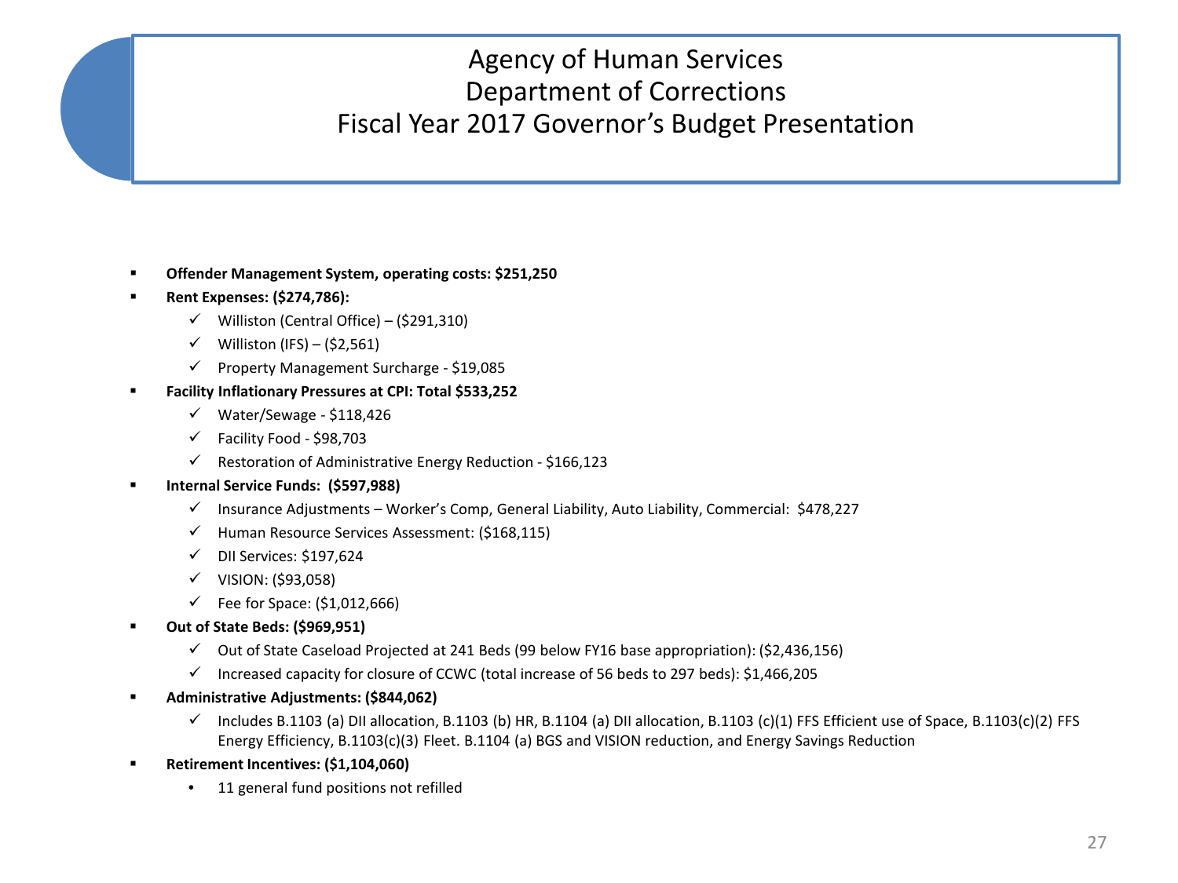# Agency of Human Services
# Department of Corrections
# Fiscal Year 2017 Governor's Budget Presentation

- **Offender Management System, operating costs: $251,250**
- **Rent Expenses: ($274,786):**
  - ✓ Williston (Central Office) – ($291,310)
  - ✓ Williston (IFS) – ($2,561)
  - ✓ Property Management Surcharge - $19,085
- **Facility Inflationary Pressures at CPI: Total $533,252**
  - ✓ Water/Sewage - $118,426
  - ✓ Facility Food - $98,703
  - ✓ Restoration of Administrative Energy Reduction - $166,123
- **Internal Service Funds: ($597,988)**
  - ✓ Insurance Adjustments – Worker's Comp, General Liability, Auto Liability, Commercial: $478,227
  - ✓ Human Resource Services Assessment: ($168,115)
  - ✓ DII Services: $197,624
  - ✓ VISION: ($93,058)
  - ✓ Fee for Space: ($1,012,666)
- **Out of State Beds: ($969,951)**
  - ✓ Out of State Caseload Projected at 241 Beds (99 below FY16 base appropriation): ($2,436,156)
  - ✓ Increased capacity for closure of CCWC (total increase of 56 beds to 297 beds): $1,466,205
- **Administrative Adjustments: ($844,062)**
  - ✓ Includes B.1103 (a) DII allocation, B.1103 (b) HR, B.1104 (a) DII allocation, B.1103 (c)(1) FFS Efficient use of Space, B.1103(c)(2) FFS Energy Efficiency, B.1103(c)(3) Fleet. B.1104 (a) BGS and VISION reduction, and Energy Savings Reduction
- **Retirement Incentives: ($1,104,060)**
  - 11 general fund positions not refilled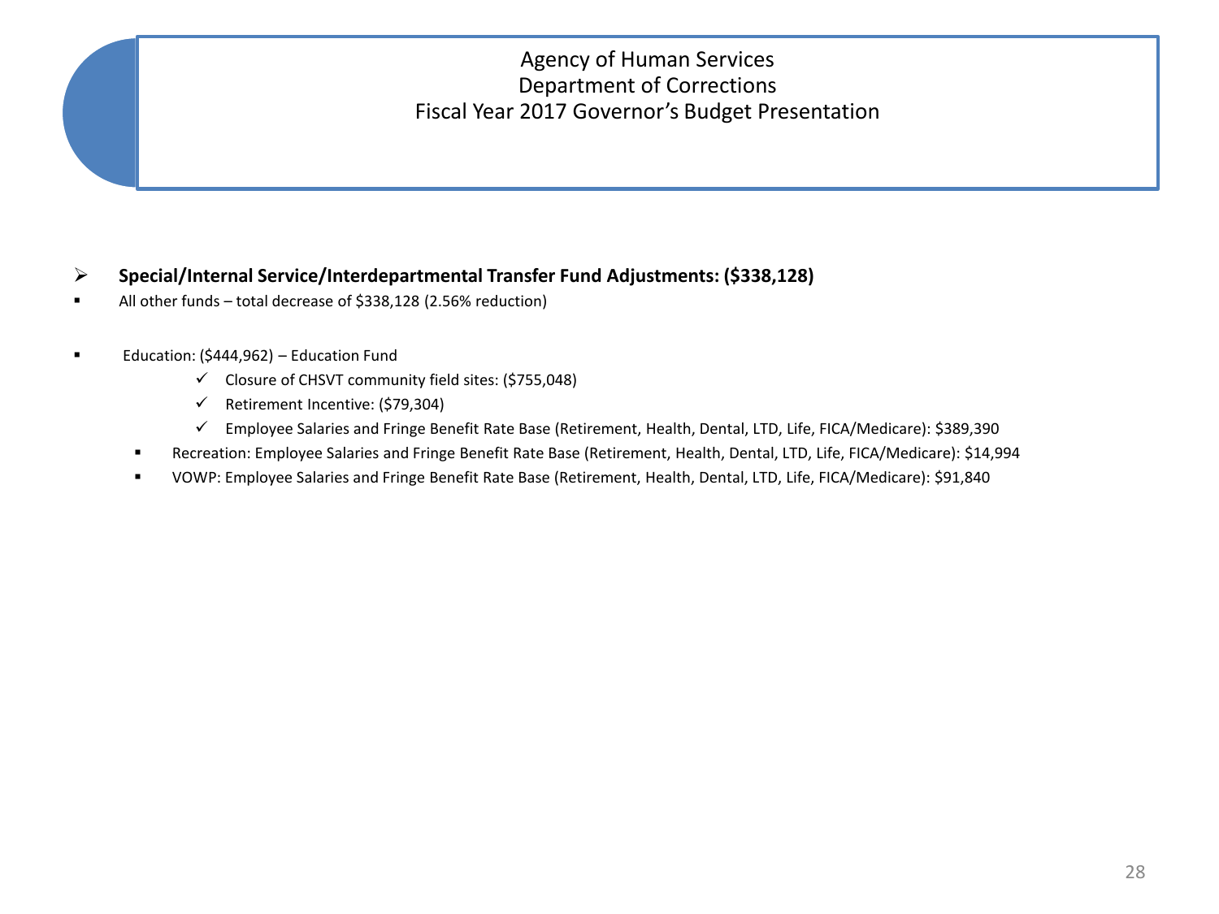# Agency of Human Services
## Department of Corrections
## Fiscal Year 2017 Governor's Budget Presentation

- **Special/Internal Service/Interdepartmental Transfer Fund Adjustments: ($338,128)**
- All other funds – total decrease of $338,128 (2.56% reduction)

- Education: ($444,962) – Education Fund
  - ✓ Closure of CHSVT community field sites: ($755,048)
  - ✓ Retirement Incentive: ($79,304)
  - ✓ Employee Salaries and Fringe Benefit Rate Base (Retirement, Health, Dental, LTD, Life, FICA/Medicare): $389,390
  - Recreation: Employee Salaries and Fringe Benefit Rate Base (Retirement, Health, Dental, LTD, Life, FICA/Medicare): $14,994
  - VOWP: Employee Salaries and Fringe Benefit Rate Base (Retirement, Health, Dental, LTD, Life, FICA/Medicare): $91,840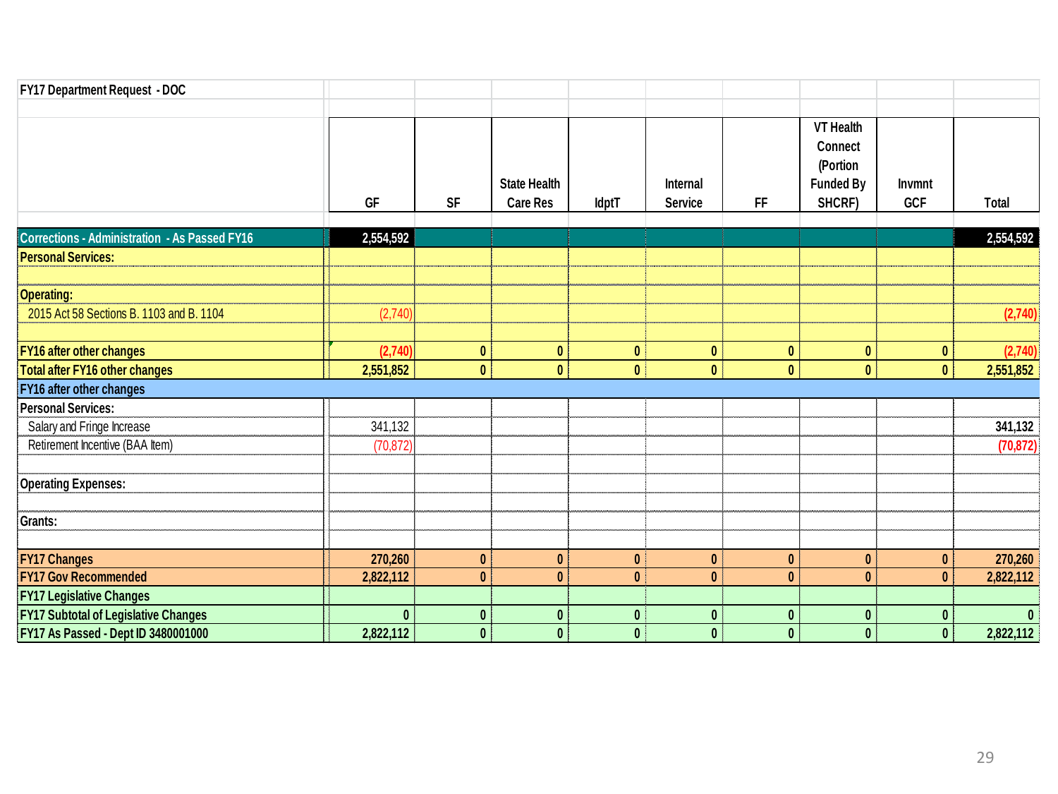| FY17 Department Request - DOC | GF | SF | State Health Care Res | IdptT | Internal Service | FF | VT Health Connect (Portion Funded By SHCRF) | Invmnt GCF | Total |
|---|---|---|---|---|---|---|---|---|---|
| **Corrections - Administration - As Passed FY16** | **2,554,592** | | | | | | | | **2,554,592** |
| **Personal Services:** | | | | | | | | | |
| | | | | | | | | | |
| **Operating:** | | | | | | | | | |
| 2015 Act 58 Sections B. 1103 and B. 1104 | (2,740) | | | | | | | | **(2,740)** |
| | | | | | | | | | |
| **FY16 after other changes** | **(2,740)** | **0** | **0** | **0** | **0** | **0** | **0** | **0** | **(2,740)** |
| **Total after FY16 other changes** | **2,551,852** | **0** | **0** | **0** | **0** | **0** | **0** | **0** | **2,551,852** |
| **FY16 after other changes** | | | | | | | | | |
| **Personal Services:** | | | | | | | | | |
| Salary and Fringe Increase | 341,132 | | | | | | | | **341,132** |
| Retirement Incentive (BAA Item) | (70,872) | | | | | | | | **(70,872)** |
| | | | | | | | | | |
| **Operating Expenses:** | | | | | | | | | |
| | | | | | | | | | |
| **Grants:** | | | | | | | | | |
| | | | | | | | | | |
| **FY17 Changes** | **270,260** | **0** | **0** | **0** | **0** | **0** | **0** | **0** | **270,260** |
| **FY17 Gov Recommended** | **2,822,112** | **0** | **0** | **0** | **0** | **0** | **0** | **0** | **2,822,112** |
| **FY17 Legislative Changes** | | | | | | | | | |
| **FY17 Subtotal of Legislative Changes** | **0** | **0** | **0** | **0** | **0** | **0** | **0** | **0** | **0** |
| **FY17 As Passed - Dept ID 3480001000** | **2,822,112** | **0** | **0** | **0** | **0** | **0** | **0** | **0** | **2,822,112** |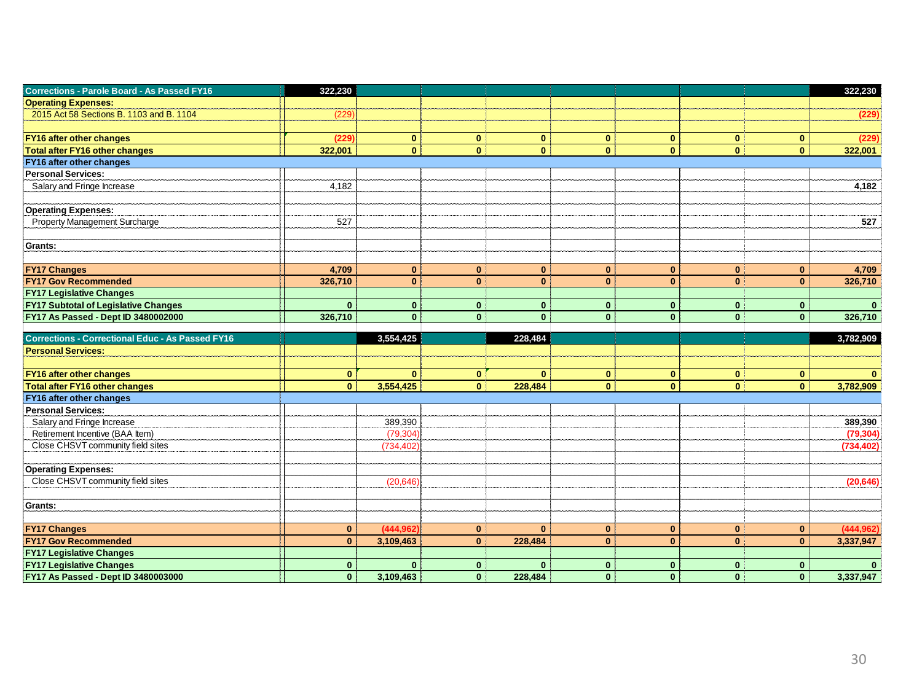| Corrections - Parole Board - As Passed FY16 | 322,230 | | | | | | | | 322,230 |
|---|---|---|---|---|---|---|---|---|---|
| **Operating Expenses:** | | | | | | | | | |
| 2015 Act 58 Sections B. 1103 and B. 1104 | (229) | | | | | | | | (229) |
| | | | | | | | | | |
| **FY16 after other changes** | (229) | 0 | 0 | 0 | 0 | 0 | 0 | 0 | (229) |
| **Total after FY16 other changes** | 322,001 | 0 | 0 | 0 | 0 | 0 | 0 | 0 | 322,001 |
| **FY16 after other changes** | | | | | | | | | |
| **Personal Services:** | | | | | | | | | |
| Salary and Fringe Increase | 4,182 | | | | | | | | 4,182 |
| | | | | | | | | | |
| **Operating Expenses:** | | | | | | | | | |
| Property Management Surcharge | 527 | | | | | | | | 527 |
| | | | | | | | | | |
| **Grants:** | | | | | | | | | |
| | | | | | | | | | |
| **FY17 Changes** | 4,709 | 0 | 0 | 0 | 0 | 0 | 0 | 0 | 4,709 |
| **FY17 Gov Recommended** | 326,710 | 0 | 0 | 0 | 0 | 0 | 0 | 0 | 326,710 |
| **FY17 Legislative Changes** | | | | | | | | | |
| **FY17 Subtotal of Legislative Changes** | 0 | 0 | 0 | 0 | 0 | 0 | 0 | 0 | 0 |
| **FY17 As Passed - Dept ID 3480002000** | 326,710 | 0 | 0 | 0 | 0 | 0 | 0 | 0 | 326,710 |

| Corrections - Correctional Educ - As Passed FY16 | | 3,554,425 | | 228,484 | | | | | 3,782,909 |
|---|---|---|---|---|---|---|---|---|---|
| **Personal Services:** | | | | | | | | | |
| | | | | | | | | | |
| **FY16 after other changes** | 0 | 0 | 0 | 0 | 0 | 0 | 0 | 0 | 0 |
| **Total after FY16 other changes** | 0 | 3,554,425 | 0 | 228,484 | 0 | 0 | 0 | 0 | 3,782,909 |
| **FY16 after other changes** | | | | | | | | | |
| **Personal Services:** | | | | | | | | | |
| Salary and Fringe Increase | | 389,390 | | | | | | | 389,390 |
| Retirement Incentive (BAA Item) | | (79,304) | | | | | | | (79,304) |
| Close CHSVT community field sites | | (734,402) | | | | | | | (734,402) |
| | | | | | | | | | |
| **Operating Expenses:** | | | | | | | | | |
| Close CHSVT community field sites | | (20,646) | | | | | | | (20,646) |
| | | | | | | | | | |
| **Grants:** | | | | | | | | | |
| | | | | | | | | | |
| **FY17 Changes** | 0 | (444,962) | 0 | 0 | 0 | 0 | 0 | 0 | (444,962) |
| **FY17 Gov Recommended** | 0 | 3,109,463 | 0 | 228,484 | 0 | 0 | 0 | 0 | 3,337,947 |
| **FY17 Legislative Changes** | | | | | | | | | |
| **FY17 Legislative Changes** | 0 | 0 | 0 | 0 | 0 | 0 | 0 | 0 | 0 |
| **FY17 As Passed - Dept ID 3480003000** | 0 | 3,109,463 | 0 | 228,484 | 0 | 0 | 0 | 0 | 3,337,947 |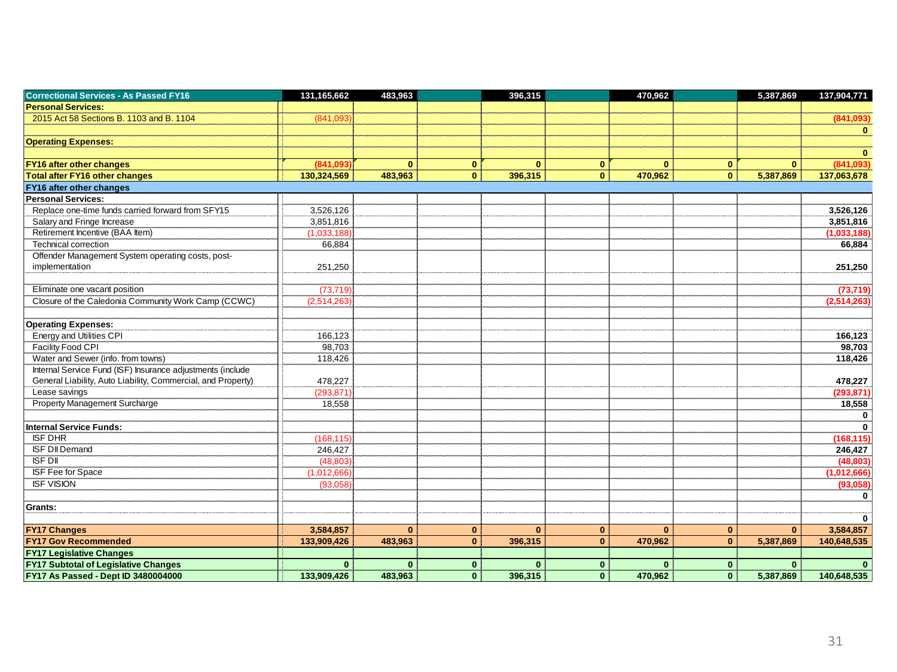| Correctional Services - As Passed FY16 | 131,165,662 | 483,963 | | 396,315 | | 470,962 | | 5,387,869 | 137,904,771 |
|---|---|---|---|---|---|---|---|---|---|
| **Personal Services:** | | | | | | | | | |
| 2015 Act 58 Sections B. 1103 and B. 1104 | (841,093) | | | | | | | | **(841,093)** |
| | | | | | | | | | **0** |
| **Operating Expenses:** | | | | | | | | | |
| | | | | | | | | | **0** |
| **FY16 after other changes** | **(841,093)** | **0** | **0** | **0** | **0** | **0** | **0** | **0** | **(841,093)** |
| **Total after FY16 other changes** | **130,324,569** | **483,963** | **0** | **396,315** | **0** | **470,962** | **0** | **5,387,869** | **137,063,678** |
| **FY16 after other changes** | | | | | | | | | |
| **Personal Services:** | | | | | | | | | |
| Replace one-time funds carried forward from SFY15 | 3,526,126 | | | | | | | | **3,526,126** |
| Salary and Fringe Increase | 3,851,816 | | | | | | | | **3,851,816** |
| Retirement Incentive (BAA Item) | (1,033,188) | | | | | | | | **(1,033,188)** |
| Technical correction | 66,884 | | | | | | | | **66,884** |
| Offender Management System operating costs, post-implementation | 251,250 | | | | | | | | **251,250** |
| | | | | | | | | | |
| Eliminate one vacant position | (73,719) | | | | | | | | **(73,719)** |
| Closure of the Caledonia Community Work Camp (CCWC) | (2,514,263) | | | | | | | | **(2,514,263)** |
| | | | | | | | | | |
| **Operating Expenses:** | | | | | | | | | |
| Energy and Utilities CPI | 166,123 | | | | | | | | **166,123** |
| Facility Food CPI | 98,703 | | | | | | | | **98,703** |
| Water and Sewer (info. from towns) | 118,426 | | | | | | | | **118,426** |
| Internal Service Fund (ISF) Insurance adjustments (include General Liability, Auto Liability, Commercial, and Property) | 478,227 | | | | | | | | **478,227** |
| Lease savings | (293,871) | | | | | | | | **(293,871)** |
| Property Management Surcharge | 18,558 | | | | | | | | **18,558** |
| | | | | | | | | | **0** |
| **Internal Service Funds:** | | | | | | | | | **0** |
| ISF DHR | (168,115) | | | | | | | | **(168,115)** |
| ISF DII Demand | 246,427 | | | | | | | | **246,427** |
| ISF DII | (48,803) | | | | | | | | **(48,803)** |
| ISF Fee for Space | (1,012,666) | | | | | | | | **(1,012,666)** |
| ISF VISION | (93,058) | | | | | | | | **(93,058)** |
| | | | | | | | | | **0** |
| **Grants:** | | | | | | | | | |
| | | | | | | | | | **0** |
| **FY17 Changes** | **3,584,857** | **0** | **0** | **0** | **0** | **0** | **0** | **0** | **3,584,857** |
| **FY17 Gov Recommended** | **133,909,426** | **483,963** | **0** | **396,315** | **0** | **470,962** | **0** | **5,387,869** | **140,648,535** |
| **FY17 Legislative Changes** | | | | | | | | | |
| **FY17 Subtotal of Legislative Changes** | **0** | **0** | **0** | **0** | **0** | **0** | **0** | **0** | **0** |
| **FY17 As Passed - Dept ID 3480004000** | **133,909,426** | **483,963** | **0** | **396,315** | **0** | **470,962** | **0** | **5,387,869** | **140,648,535** |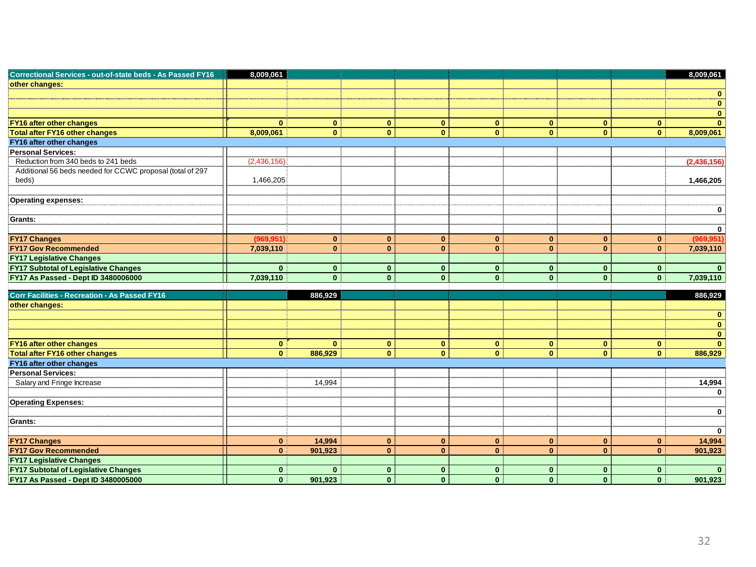| Correctional Services - out-of-state beds - As Passed FY16 | 8,009,061 | | | | | | | | 8,009,061 |
|---|---|---|---|---|---|---|---|---|---|
| **other changes:** | | | | | | | | | |
| | | | | | | | | | 0 |
| | | | | | | | | | 0 |
| | | | | | | | | | 0 |
| **FY16 after other changes** | 0 | 0 | 0 | 0 | 0 | 0 | 0 | 0 | 0 |
| **Total after FY16 other changes** | 8,009,061 | 0 | 0 | 0 | 0 | 0 | 0 | 0 | 8,009,061 |
| **FY16 after other changes** | | | | | | | | | |
| **Personal Services:** | | | | | | | | | |
| Reduction from 340 beds to 241 beds | (2,436,156) | | | | | | | | (2,436,156) |
| Additional 56 beds needed for CCWC proposal (total of 297 beds) | 1,466,205 | | | | | | | | 1,466,205 |
| | | | | | | | | | |
| **Operating expenses:** | | | | | | | | | |
| | | | | | | | | | 0 |
| **Grants:** | | | | | | | | | |
| | | | | | | | | | 0 |
| **FY17 Changes** | (969,951) | 0 | 0 | 0 | 0 | 0 | 0 | 0 | (969,951) |
| **FY17 Gov Recommended** | 7,039,110 | 0 | 0 | 0 | 0 | 0 | 0 | 0 | 7,039,110 |
| **FY17 Legislative Changes** | | | | | | | | | |
| **FY17 Subtotal of Legislative Changes** | 0 | 0 | 0 | 0 | 0 | 0 | 0 | 0 | 0 |
| **FY17 As Passed - Dept ID 3480006000** | 7,039,110 | 0 | 0 | 0 | 0 | 0 | 0 | 0 | 7,039,110 |

| Corr Facilities - Recreation - As Passed FY16 | | 886,929 | | | | | | | 886,929 |
|---|---|---|---|---|---|---|---|---|---|
| **other changes:** | | | | | | | | | |
| | | | | | | | | | 0 |
| | | | | | | | | | 0 |
| | | | | | | | | | 0 |
| **FY16 after other changes** | 0 | 0 | 0 | 0 | 0 | 0 | 0 | 0 | 0 |
| **Total after FY16 other changes** | 0 | 886,929 | 0 | 0 | 0 | 0 | 0 | 0 | 886,929 |
| **FY16 after other changes** | | | | | | | | | |
| **Personal Services:** | | | | | | | | | |
| Salary and Fringe Increase | | 14,994 | | | | | | | 14,994 |
| | | | | | | | | | 0 |
| **Operating Expenses:** | | | | | | | | | |
| | | | | | | | | | 0 |
| **Grants:** | | | | | | | | | |
| | | | | | | | | | 0 |
| **FY17 Changes** | 0 | 14,994 | 0 | 0 | 0 | 0 | 0 | 0 | 14,994 |
| **FY17 Gov Recommended** | 0 | 901,923 | 0 | 0 | 0 | 0 | 0 | 0 | 901,923 |
| **FY17 Legislative Changes** | | | | | | | | | |
| **FY17 Subtotal of Legislative Changes** | 0 | 0 | 0 | 0 | 0 | 0 | 0 | 0 | 0 |
| **FY17 As Passed - Dept ID 3480005000** | 0 | 901,923 | 0 | 0 | 0 | 0 | 0 | 0 | 901,923 |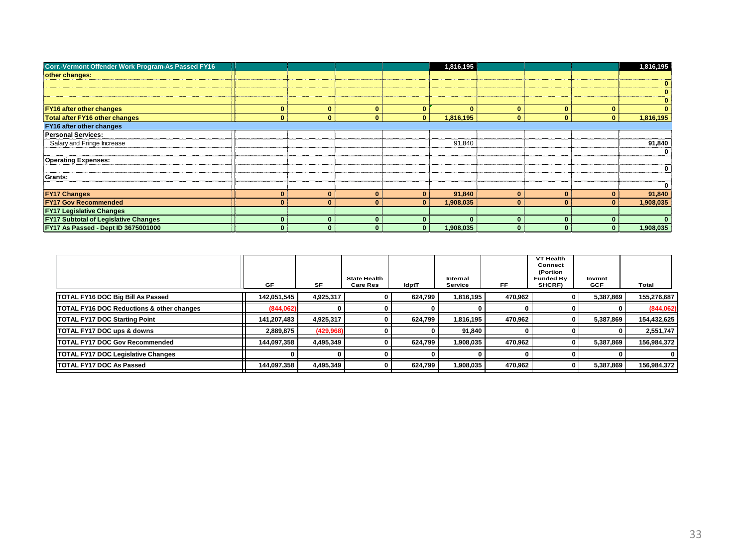| Corr.-Vermont Offender Work Program-As Passed FY16 | | | | | 1,816,195 | | | | 1,816,195 |
|---|---|---|---|---|---|---|---|---|---|
| other changes: | | | | | | | | | |
| | | | | | | | | | 0 |
| | | | | | | | | | 0 |
| | | | | | | | | | 0 |
| FY16 after other changes | 0 | 0 | 0 | 0 | 0 | 0 | 0 | 0 | 0 |
| Total after FY16 other changes | 0 | 0 | 0 | 0 | 1,816,195 | 0 | 0 | 0 | 1,816,195 |
| FY16 after other changes | | | | | | | | | |
| Personal Services: | | | | | | | | | |
| Salary and Fringe Increase | | | | | 91,840 | | | | 91,840 |
| | | | | | | | | | 0 |
| Operating Expenses: | | | | | | | | | |
| | | | | | | | | | 0 |
| Grants: | | | | | | | | | |
| | | | | | | | | | 0 |
| FY17 Changes | 0 | 0 | 0 | 0 | 91,840 | 0 | 0 | 0 | 91,840 |
| FY17 Gov Recommended | 0 | 0 | 0 | 0 | 1,908,035 | 0 | 0 | 0 | 1,908,035 |
| FY17 Legislative Changes | | | | | | | | | |
| FY17 Subtotal of Legislative Changes | 0 | 0 | 0 | 0 | 0 | 0 | 0 | 0 | 0 |
| FY17 As Passed - Dept ID 3675001000 | 0 | 0 | 0 | 0 | 1,908,035 | 0 | 0 | 0 | 1,908,035 |

| | GF | SF | State Health Care Res | IdptT | Internal Service | FF | VT Health Connect (Portion Funded By SHCRF) | Invmnt GCF | Total |
|---|---|---|---|---|---|---|---|---|---|
| TOTAL FY16 DOC Big Bill As Passed | 142,051,545 | 4,925,317 | 0 | 624,799 | 1,816,195 | 470,962 | 0 | 5,387,869 | 155,276,687 |
| TOTAL FY16 DOC Reductions & other changes | (844,062) | 0 | 0 | 0 | 0 | 0 | 0 | 0 | (844,062) |
| TOTAL FY17 DOC Starting Point | 141,207,483 | 4,925,317 | 0 | 624,799 | 1,816,195 | 470,962 | 0 | 5,387,869 | 154,432,625 |
| TOTAL FY17 DOC ups & downs | 2,889,875 | (429,968) | 0 | 0 | 91,840 | 0 | 0 | 0 | 2,551,747 |
| TOTAL FY17 DOC Gov Recommended | 144,097,358 | 4,495,349 | 0 | 624,799 | 1,908,035 | 470,962 | 0 | 5,387,869 | 156,984,372 |
| TOTAL FY17 DOC Legislative Changes | 0 | 0 | 0 | 0 | 0 | 0 | 0 | 0 | 0 |
| TOTAL FY17 DOC As Passed | 144,097,358 | 4,495,349 | 0 | 624,799 | 1,908,035 | 470,962 | 0 | 5,387,869 | 156,984,372 |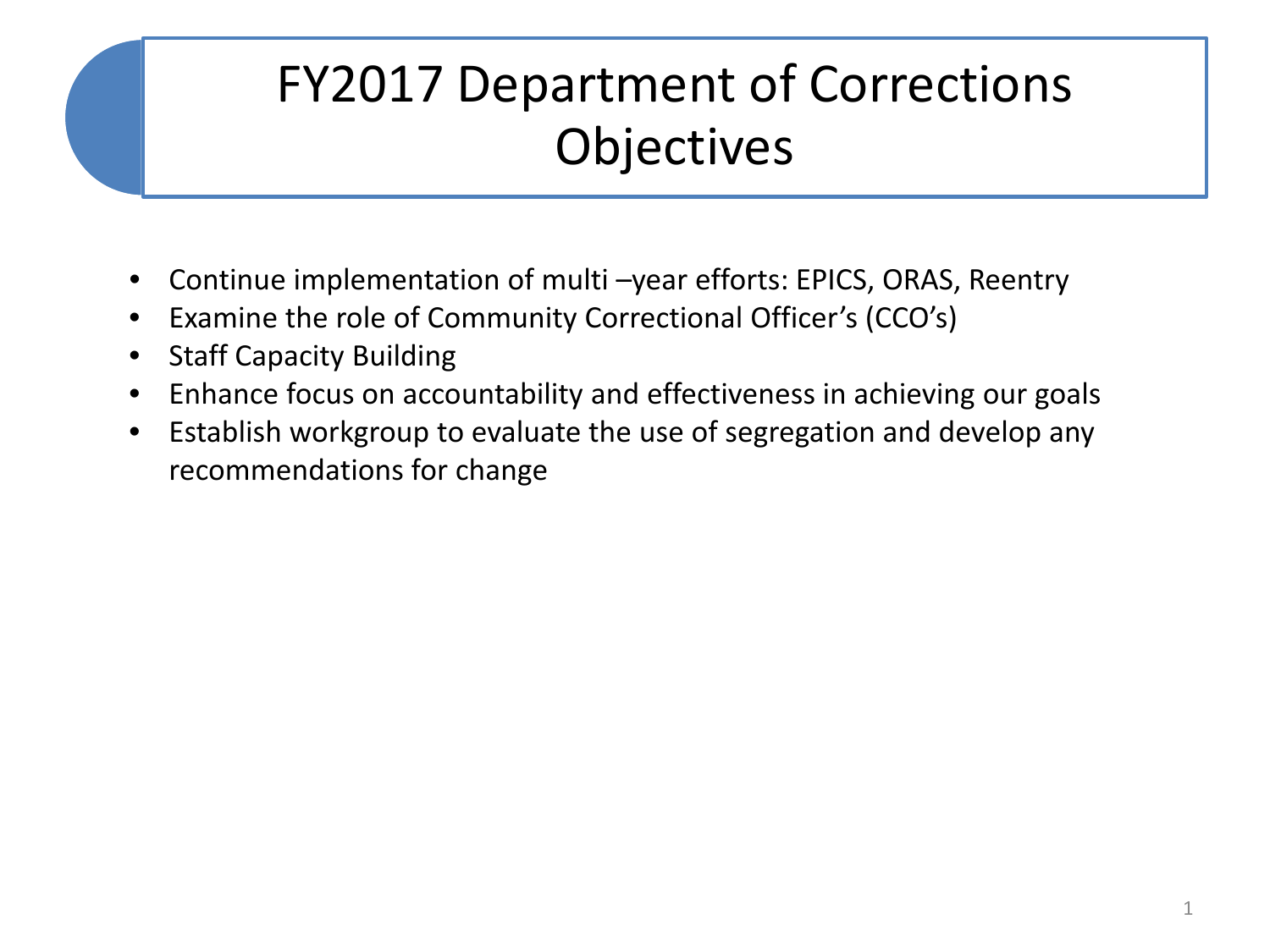# FY2017 Department of Corrections Objectives

- Continue implementation of multi –year efforts: EPICS, ORAS, Reentry
- Examine the role of Community Correctional Officer's (CCO's)
- Staff Capacity Building
- Enhance focus on accountability and effectiveness in achieving our goals
- Establish workgroup to evaluate the use of segregation and develop any recommendations for change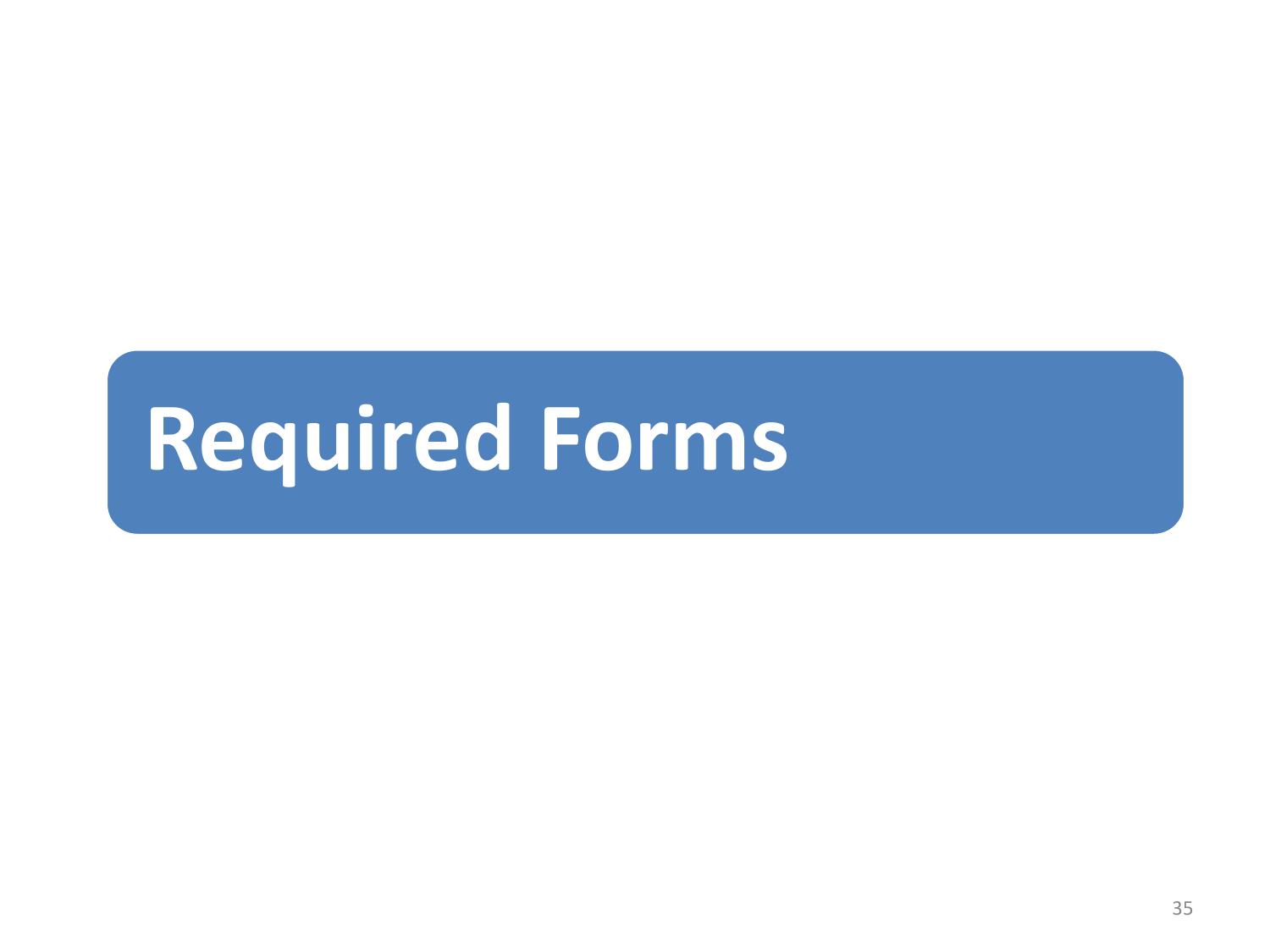# Required Forms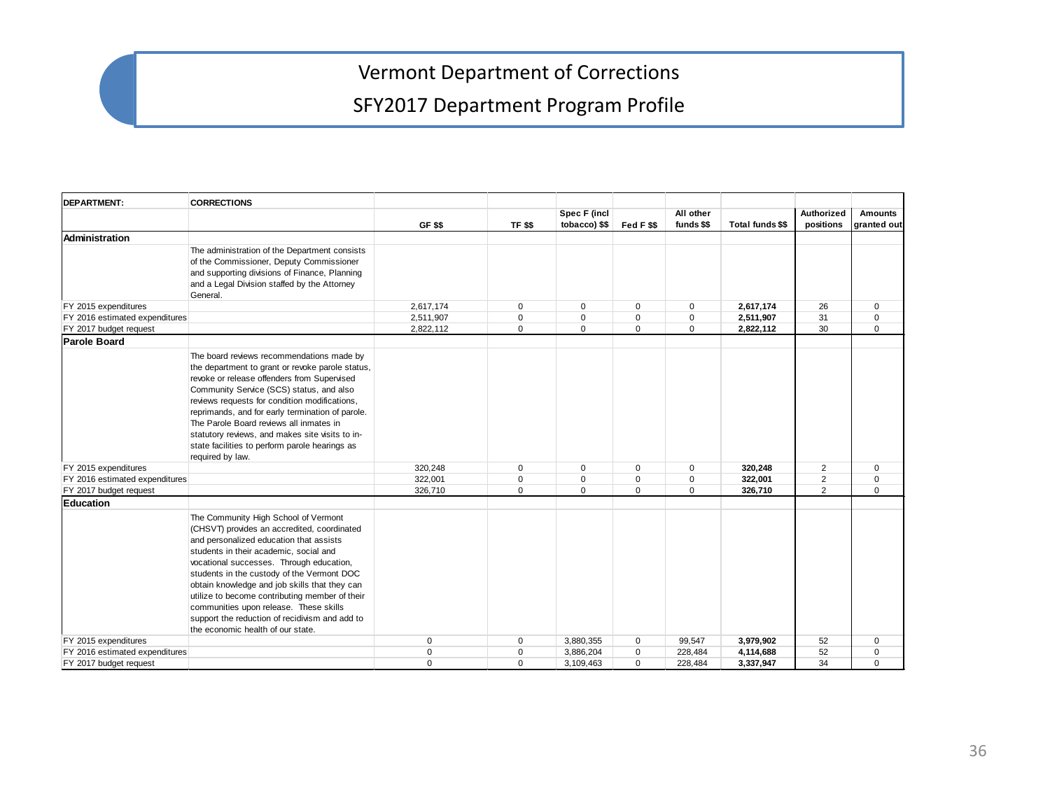# Vermont Department of Corrections

## SFY2017 Department Program Profile

| DEPARTMENT: | CORRECTIONS | | | | | | | | |
|---|---|---|---|---|---|---|---|---|---|
| | | GF $$ | TF $$ | Spec F (incl tobacco) $$ | Fed F $$ | All other funds $$ | Total funds $$ | Authorized positions | Amounts granted out |
| **Administration** | | | | | | | | | |
| | The administration of the Department consists of the Commissioner, Deputy Commissioner and supporting divisions of Finance, Planning and a Legal Division staffed by the Attorney General. | | | | | | | | |
| FY 2015 expenditures | | 2,617,174 | 0 | 0 | 0 | 0 | **2,617,174** | 26 | 0 |
| FY 2016 estimated expenditures | | 2,511,907 | 0 | 0 | 0 | 0 | **2,511,907** | 31 | 0 |
| FY 2017 budget request | | 2,822,112 | 0 | 0 | 0 | 0 | **2,822,112** | 30 | 0 |
| **Parole Board** | | | | | | | | | |
| | The board reviews recommendations made by the department to grant or revoke parole status, revoke or release offenders from Supervised Community Service (SCS) status, and also reviews requests for condition modifications, reprimands, and for early termination of parole. The Parole Board reviews all inmates in statutory reviews, and makes site visits to in-state facilities to perform parole hearings as required by law. | | | | | | | | |
| FY 2015 expenditures | | 320,248 | 0 | 0 | 0 | 0 | **320,248** | 2 | 0 |
| FY 2016 estimated expenditures | | 322,001 | 0 | 0 | 0 | 0 | **322,001** | 2 | 0 |
| FY 2017 budget request | | 326,710 | 0 | 0 | 0 | 0 | **326,710** | 2 | 0 |
| **Education** | | | | | | | | | |
| | The Community High School of Vermont (CHSVT) provides an accredited, coordinated and personalized education that assists students in their academic, social and vocational successes. Through education, students in the custody of the Vermont DOC obtain knowledge and job skills that they can utilize to become contributing member of their communities upon release. These skills support the reduction of recidivism and add to the economic health of our state. | | | | | | | | |
| FY 2015 expenditures | | 0 | 0 | 3,880,355 | 0 | 99,547 | **3,979,902** | 52 | 0 |
| FY 2016 estimated expenditures | | 0 | 0 | 3,886,204 | 0 | 228,484 | **4,114,688** | 52 | 0 |
| FY 2017 budget request | | 0 | 0 | 3,109,463 | 0 | 228,484 | **3,337,947** | 34 | 0 |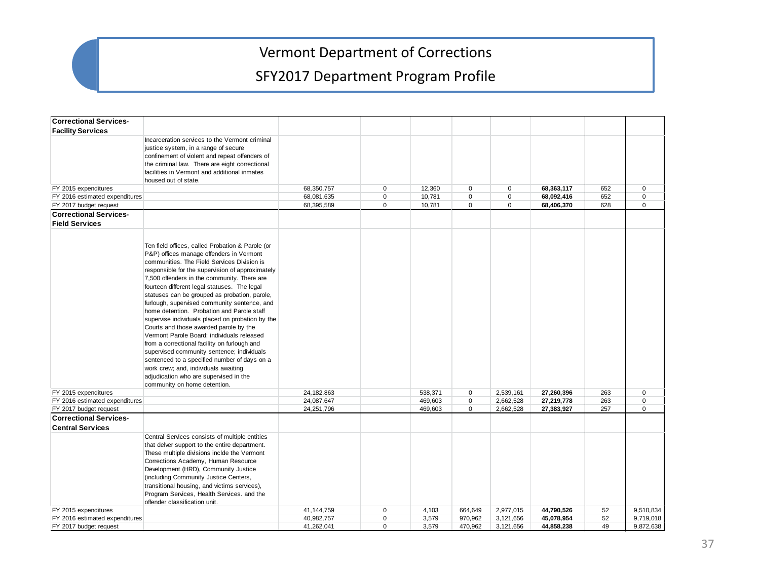# Vermont Department of Corrections

## SFY2017 Department Program Profile

| | | | | | | | | | |
|---|---|---|---|---|---|---|---|---|---|
| **Correctional Services- Facility Services** | | | | | | | | | |
| | Incarceration services to the Vermont criminal justice system, in a range of secure confinement of violent and repeat offenders of the criminal law. There are eight correctional facilities in Vermont and additional inmates housed out of state. | | | | | | | | |
| FY 2015 expenditures | | 68,350,757 | 0 | 12,360 | 0 | 0 | **68,363,117** | 652 | 0 |
| FY 2016 estimated expenditures | | 68,081,635 | 0 | 10,781 | 0 | 0 | **68,092,416** | 652 | 0 |
| FY 2017 budget request | | 68,395,589 | 0 | 10,781 | 0 | 0 | **68,406,370** | 628 | 0 |
| **Correctional Services- Field Services** | | | | | | | | | |
| | Ten field offices, called Probation & Parole (or P&P) offices manage offenders in Vermont communities. The Field Services Division is responsible for the supervision of approximately 7,500 offenders in the community. There are fourteen different legal statuses. The legal statuses can be grouped as probation, parole, furlough, supervised community sentence, and home detention. Probation and Parole staff supervise individuals placed on probation by the Courts and those awarded parole by the Vermont Parole Board; individuals released from a correctional facility on furlough and supervised community sentence; individuals sentenced to a specified number of days on a work crew; and, individuals awaiting adjudication who are supervised in the community on home detention. | | | | | | | | |
| FY 2015 expenditures | | 24,182,863 | | 538,371 | 0 | 2,539,161 | **27,260,396** | 263 | 0 |
| FY 2016 estimated expenditures | | 24,087,647 | | 469,603 | 0 | 2,662,528 | **27,219,778** | 263 | 0 |
| FY 2017 budget request | | 24,251,796 | | 469,603 | 0 | 2,662,528 | **27,383,927** | 257 | 0 |
| **Correctional Services- Central Services** | | | | | | | | | |
| | Central Services consists of multiple entities that delver support to the entire department. These multiple divisions inclde the Vermont Corrections Academy, Human Resource Development (HRD), Community Justice (including Community Justice Centers, transitional housing, and victims services), Program Services, Health Services. and the offender classification unit. | | | | | | | | |
| FY 2015 expenditures | | 41,144,759 | 0 | 4,103 | 664,649 | 2,977,015 | **44,790,526** | 52 | 9,510,834 |
| FY 2016 estimated expenditures | | 40,982,757 | 0 | 3,579 | 970,962 | 3,121,656 | **45,078,954** | 52 | 9,719,018 |
| FY 2017 budget request | | 41,262,041 | 0 | 3,579 | 470,962 | 3,121,656 | **44,858,238** | 49 | 9,872,638 |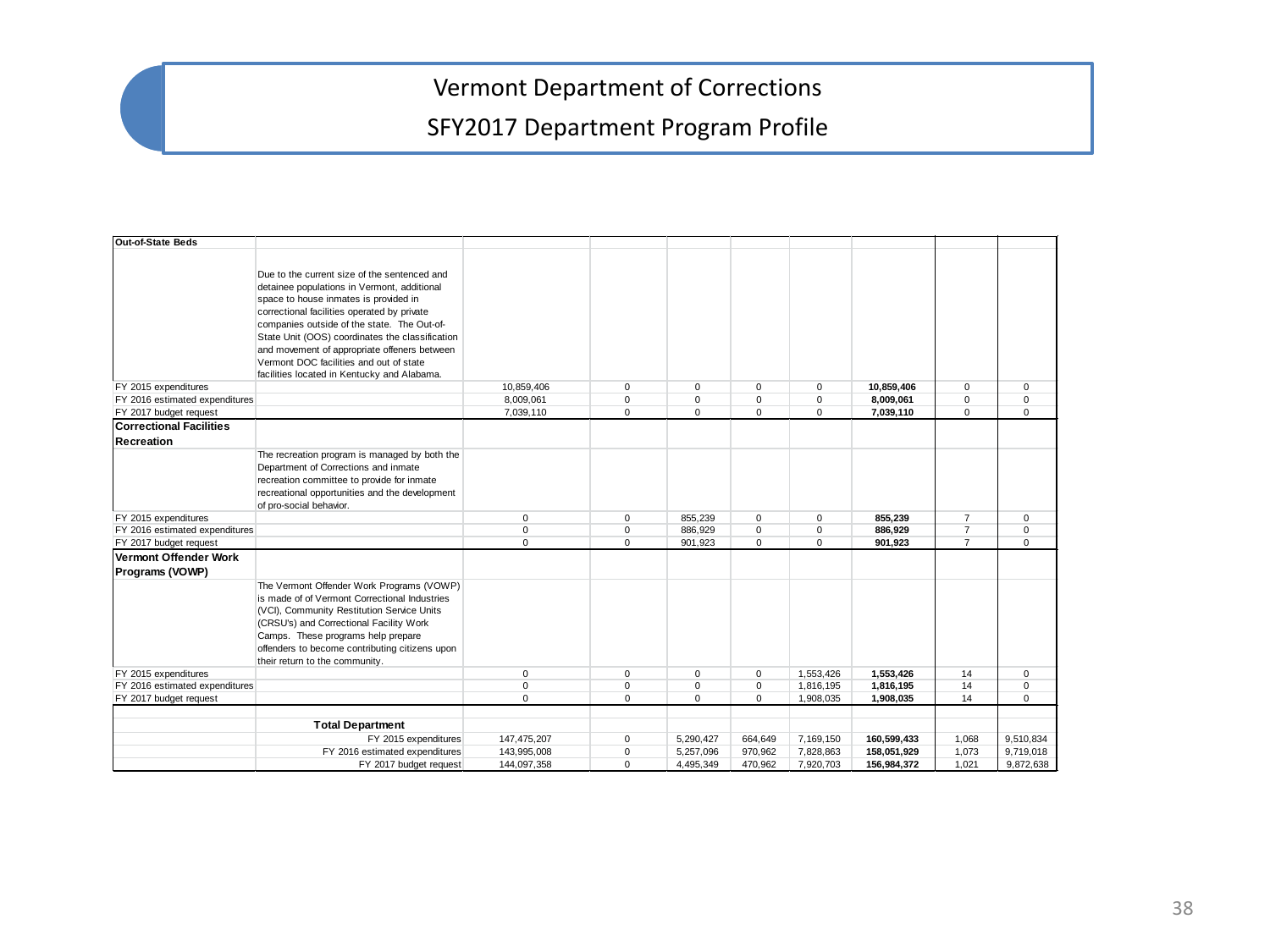# Vermont Department of Corrections

## SFY2017 Department Program Profile

| | | | | | | | | | |
|---|---|---|---|---|---|---|---|---|---|
| **Out-of-State Beds** | | | | | | | | | |
| | Due to the current size of the sentenced and detainee populations in Vermont, additional space to house inmates is provided in correctional facilities operated by private companies outside of the state. The Out-of-State Unit (OOS) coordinates the classification and movement of appropriate offeners between Vermont DOC facilities and out of state facilities located in Kentucky and Alabama. | | | | | | | | |
| FY 2015 expenditures | | 10,859,406 | 0 | 0 | 0 | 0 | **10,859,406** | 0 | 0 |
| FY 2016 estimated expenditures | | 8,009,061 | 0 | 0 | 0 | 0 | **8,009,061** | 0 | 0 |
| FY 2017 budget request | | 7,039,110 | 0 | 0 | 0 | 0 | **7,039,110** | 0 | 0 |
| **Correctional Facilities Recreation** | | | | | | | | | |
| | The recreation program is managed by both the Department of Corrections and inmate recreation committee to provide for inmate recreational opportunities and the development of pro-social behavior. | | | | | | | | |
| FY 2015 expenditures | | 0 | 0 | 855,239 | 0 | 0 | **855,239** | 7 | 0 |
| FY 2016 estimated expenditures | | 0 | 0 | 886,929 | 0 | 0 | **886,929** | 7 | 0 |
| FY 2017 budget request | | 0 | 0 | 901,923 | 0 | 0 | **901,923** | 7 | 0 |
| **Vermont Offender Work Programs (VOWP)** | | | | | | | | | |
| | The Vermont Offender Work Programs (VOWP) is made of of Vermont Correctional Industries (VCI), Community Restitution Service Units (CRSU's) and Correctional Facility Work Camps. These programs help prepare offenders to become contributing citizens upon their return to the community. | | | | | | | | |
| FY 2015 expenditures | | 0 | 0 | 0 | 0 | 1,553,426 | **1,553,426** | 14 | 0 |
| FY 2016 estimated expenditures | | 0 | 0 | 0 | 0 | 1,816,195 | **1,816,195** | 14 | 0 |
| FY 2017 budget request | | 0 | 0 | 0 | 0 | 1,908,035 | **1,908,035** | 14 | 0 |
| | **Total Department** | | | | | | | | |
| | FY 2015 expenditures | 147,475,207 | 0 | 5,290,427 | 664,649 | 7,169,150 | 160,599,433 | 1,068 | 9,510,834 |
| | FY 2016 estimated expenditures | 143,995,008 | 0 | 5,257,096 | 970,962 | 7,828,863 | 158,051,929 | 1,073 | 9,719,018 |
| | FY 2017 budget request | 144,097,358 | 0 | 4,495,349 | 470,962 | 7,920,703 | 156,984,372 | 1,021 | 9,872,638 |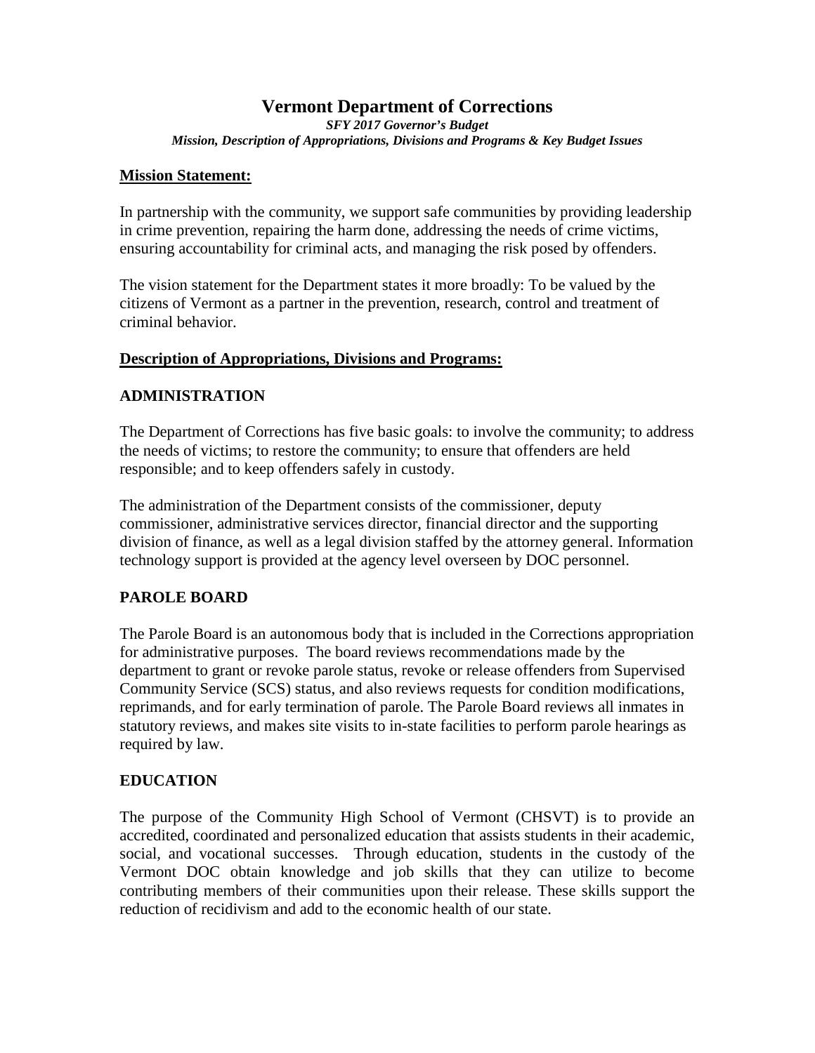# Vermont Department of Corrections

***SFY 2017 Governor's Budget***

***Mission, Description of Appropriations, Divisions and Programs & Key Budget Issues***

## Mission Statement:

In partnership with the community, we support safe communities by providing leadership in crime prevention, repairing the harm done, addressing the needs of crime victims, ensuring accountability for criminal acts, and managing the risk posed by offenders.

The vision statement for the Department states it more broadly: To be valued by the citizens of Vermont as a partner in the prevention, research, control and treatment of criminal behavior.

## Description of Appropriations, Divisions and Programs:

### ADMINISTRATION

The Department of Corrections has five basic goals: to involve the community; to address the needs of victims; to restore the community; to ensure that offenders are held responsible; and to keep offenders safely in custody.

The administration of the Department consists of the commissioner, deputy commissioner, administrative services director, financial director and the supporting division of finance, as well as a legal division staffed by the attorney general. Information technology support is provided at the agency level overseen by DOC personnel.

### PAROLE BOARD

The Parole Board is an autonomous body that is included in the Corrections appropriation for administrative purposes. The board reviews recommendations made by the department to grant or revoke parole status, revoke or release offenders from Supervised Community Service (SCS) status, and also reviews requests for condition modifications, reprimands, and for early termination of parole. The Parole Board reviews all inmates in statutory reviews, and makes site visits to in-state facilities to perform parole hearings as required by law.

### EDUCATION

The purpose of the Community High School of Vermont (CHSVT) is to provide an accredited, coordinated and personalized education that assists students in their academic, social, and vocational successes. Through education, students in the custody of the Vermont DOC obtain knowledge and job skills that they can utilize to become contributing members of their communities upon their release. These skills support the reduction of recidivism and add to the economic health of our state.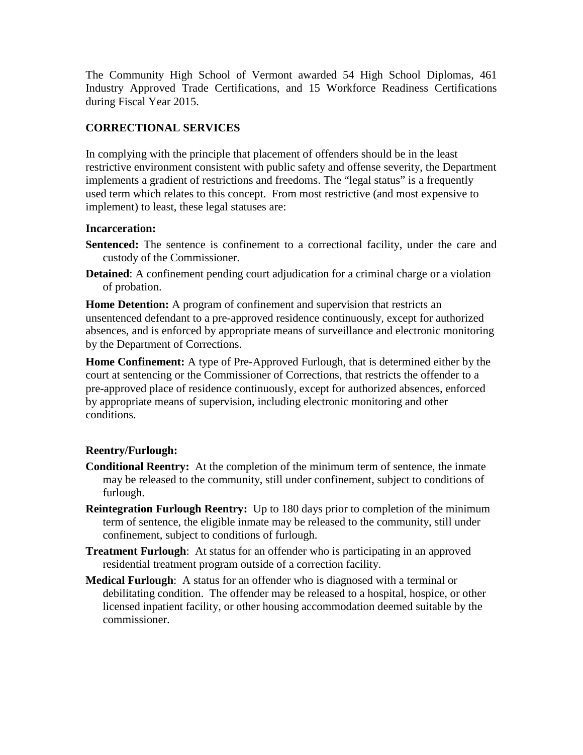The Community High School of Vermont awarded 54 High School Diplomas, 461 Industry Approved Trade Certifications, and 15 Workforce Readiness Certifications during Fiscal Year 2015.

## CORRECTIONAL SERVICES

In complying with the principle that placement of offenders should be in the least restrictive environment consistent with public safety and offense severity, the Department implements a gradient of restrictions and freedoms. The "legal status" is a frequently used term which relates to this concept. From most restrictive (and most expensive to implement) to least, these legal statuses are:

### Incarceration:

**Sentenced:** The sentence is confinement to a correctional facility, under the care and custody of the Commissioner.

**Detained**: A confinement pending court adjudication for a criminal charge or a violation of probation.

**Home Detention:** A program of confinement and supervision that restricts an unsentenced defendant to a pre-approved residence continuously, except for authorized absences, and is enforced by appropriate means of surveillance and electronic monitoring by the Department of Corrections.

**Home Confinement:** A type of Pre-Approved Furlough, that is determined either by the court at sentencing or the Commissioner of Corrections, that restricts the offender to a pre-approved place of residence continuously, except for authorized absences, enforced by appropriate means of supervision, including electronic monitoring and other conditions.

### Reentry/Furlough:

**Conditional Reentry:** At the completion of the minimum term of sentence, the inmate may be released to the community, still under confinement, subject to conditions of furlough.

**Reintegration Furlough Reentry:** Up to 180 days prior to completion of the minimum term of sentence, the eligible inmate may be released to the community, still under confinement, subject to conditions of furlough.

**Treatment Furlough**: At status for an offender who is participating in an approved residential treatment program outside of a correction facility.

**Medical Furlough**: A status for an offender who is diagnosed with a terminal or debilitating condition. The offender may be released to a hospital, hospice, or other licensed inpatient facility, or other housing accommodation deemed suitable by the commissioner.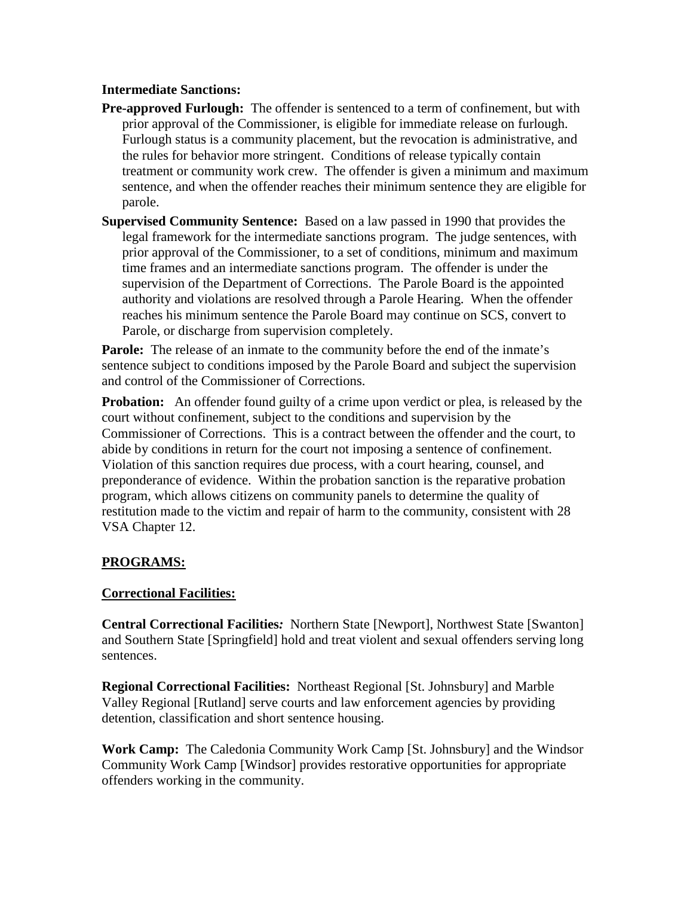**Intermediate Sanctions:**

**Pre-approved Furlough:** The offender is sentenced to a term of confinement, but with prior approval of the Commissioner, is eligible for immediate release on furlough. Furlough status is a community placement, but the revocation is administrative, and the rules for behavior more stringent. Conditions of release typically contain treatment or community work crew. The offender is given a minimum and maximum sentence, and when the offender reaches their minimum sentence they are eligible for parole.

**Supervised Community Sentence:** Based on a law passed in 1990 that provides the legal framework for the intermediate sanctions program. The judge sentences, with prior approval of the Commissioner, to a set of conditions, minimum and maximum time frames and an intermediate sanctions program. The offender is under the supervision of the Department of Corrections. The Parole Board is the appointed authority and violations are resolved through a Parole Hearing. When the offender reaches his minimum sentence the Parole Board may continue on SCS, convert to Parole, or discharge from supervision completely.

**Parole:** The release of an inmate to the community before the end of the inmate's sentence subject to conditions imposed by the Parole Board and subject the supervision and control of the Commissioner of Corrections.

**Probation:** An offender found guilty of a crime upon verdict or plea, is released by the court without confinement, subject to the conditions and supervision by the Commissioner of Corrections. This is a contract between the offender and the court, to abide by conditions in return for the court not imposing a sentence of confinement. Violation of this sanction requires due process, with a court hearing, counsel, and preponderance of evidence. Within the probation sanction is the reparative probation program, which allows citizens on community panels to determine the quality of restitution made to the victim and repair of harm to the community, consistent with 28 VSA Chapter 12.

## PROGRAMS:

### Correctional Facilities:

**Central Correctional Facilities***:* Northern State [Newport], Northwest State [Swanton] and Southern State [Springfield] hold and treat violent and sexual offenders serving long sentences.

**Regional Correctional Facilities:** Northeast Regional [St. Johnsbury] and Marble Valley Regional [Rutland] serve courts and law enforcement agencies by providing detention, classification and short sentence housing.

**Work Camp:** The Caledonia Community Work Camp [St. Johnsbury] and the Windsor Community Work Camp [Windsor] provides restorative opportunities for appropriate offenders working in the community.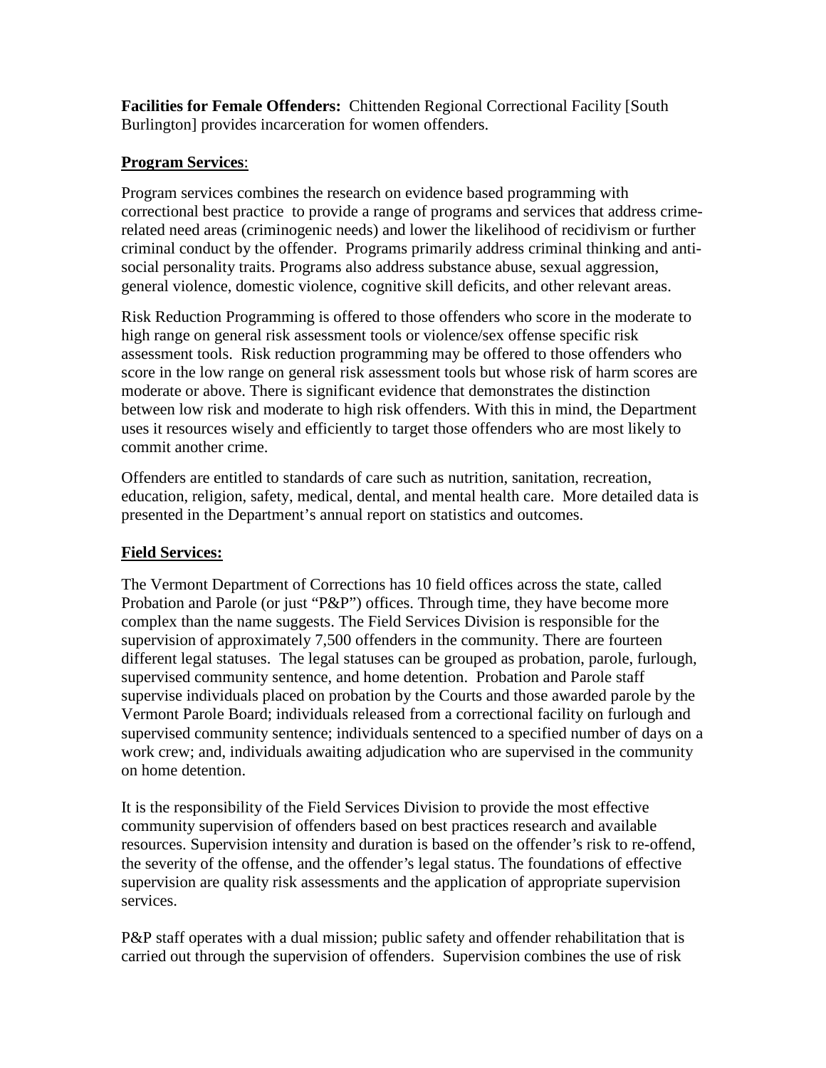**Facilities for Female Offenders:** Chittenden Regional Correctional Facility [South Burlington] provides incarceration for women offenders.

**Program Services**:

Program services combines the research on evidence based programming with correctional best practice to provide a range of programs and services that address crime-related need areas (criminogenic needs) and lower the likelihood of recidivism or further criminal conduct by the offender. Programs primarily address criminal thinking and anti-social personality traits. Programs also address substance abuse, sexual aggression, general violence, domestic violence, cognitive skill deficits, and other relevant areas.

Risk Reduction Programming is offered to those offenders who score in the moderate to high range on general risk assessment tools or violence/sex offense specific risk assessment tools. Risk reduction programming may be offered to those offenders who score in the low range on general risk assessment tools but whose risk of harm scores are moderate or above. There is significant evidence that demonstrates the distinction between low risk and moderate to high risk offenders. With this in mind, the Department uses it resources wisely and efficiently to target those offenders who are most likely to commit another crime.

Offenders are entitled to standards of care such as nutrition, sanitation, recreation, education, religion, safety, medical, dental, and mental health care. More detailed data is presented in the Department's annual report on statistics and outcomes.

**Field Services:**

The Vermont Department of Corrections has 10 field offices across the state, called Probation and Parole (or just "P&P") offices. Through time, they have become more complex than the name suggests. The Field Services Division is responsible for the supervision of approximately 7,500 offenders in the community. There are fourteen different legal statuses. The legal statuses can be grouped as probation, parole, furlough, supervised community sentence, and home detention. Probation and Parole staff supervise individuals placed on probation by the Courts and those awarded parole by the Vermont Parole Board; individuals released from a correctional facility on furlough and supervised community sentence; individuals sentenced to a specified number of days on a work crew; and, individuals awaiting adjudication who are supervised in the community on home detention.

It is the responsibility of the Field Services Division to provide the most effective community supervision of offenders based on best practices research and available resources. Supervision intensity and duration is based on the offender's risk to re-offend, the severity of the offense, and the offender's legal status. The foundations of effective supervision are quality risk assessments and the application of appropriate supervision services.

P&P staff operates with a dual mission; public safety and offender rehabilitation that is carried out through the supervision of offenders. Supervision combines the use of risk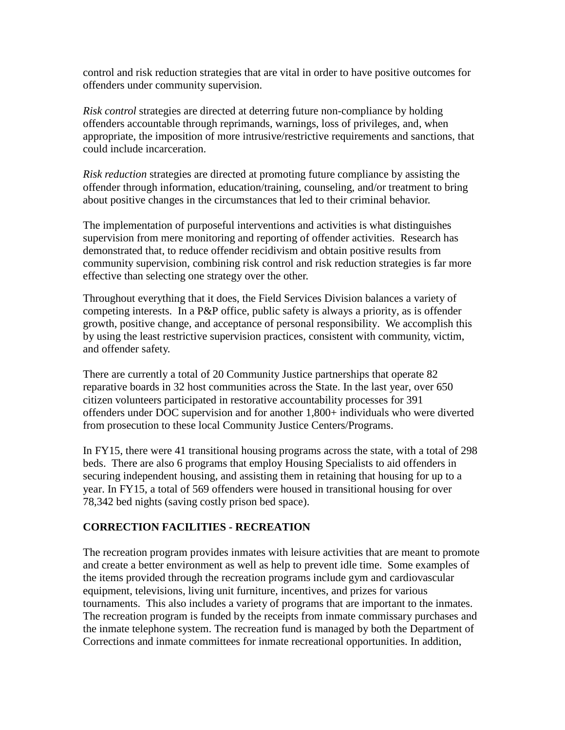control and risk reduction strategies that are vital in order to have positive outcomes for offenders under community supervision.

*Risk control* strategies are directed at deterring future non-compliance by holding offenders accountable through reprimands, warnings, loss of privileges, and, when appropriate, the imposition of more intrusive/restrictive requirements and sanctions, that could include incarceration.

*Risk reduction* strategies are directed at promoting future compliance by assisting the offender through information, education/training, counseling, and/or treatment to bring about positive changes in the circumstances that led to their criminal behavior.

The implementation of purposeful interventions and activities is what distinguishes supervision from mere monitoring and reporting of offender activities. Research has demonstrated that, to reduce offender recidivism and obtain positive results from community supervision, combining risk control and risk reduction strategies is far more effective than selecting one strategy over the other.

Throughout everything that it does, the Field Services Division balances a variety of competing interests. In a P&P office, public safety is always a priority, as is offender growth, positive change, and acceptance of personal responsibility. We accomplish this by using the least restrictive supervision practices, consistent with community, victim, and offender safety.

There are currently a total of 20 Community Justice partnerships that operate 82 reparative boards in 32 host communities across the State. In the last year, over 650 citizen volunteers participated in restorative accountability processes for 391 offenders under DOC supervision and for another 1,800+ individuals who were diverted from prosecution to these local Community Justice Centers/Programs.

In FY15, there were 41 transitional housing programs across the state, with a total of 298 beds. There are also 6 programs that employ Housing Specialists to aid offenders in securing independent housing, and assisting them in retaining that housing for up to a year. In FY15, a total of 569 offenders were housed in transitional housing for over 78,342 bed nights (saving costly prison bed space).

**CORRECTION FACILITIES - RECREATION**

The recreation program provides inmates with leisure activities that are meant to promote and create a better environment as well as help to prevent idle time. Some examples of the items provided through the recreation programs include gym and cardiovascular equipment, televisions, living unit furniture, incentives, and prizes for various tournaments. This also includes a variety of programs that are important to the inmates. The recreation program is funded by the receipts from inmate commissary purchases and the inmate telephone system. The recreation fund is managed by both the Department of Corrections and inmate committees for inmate recreational opportunities. In addition,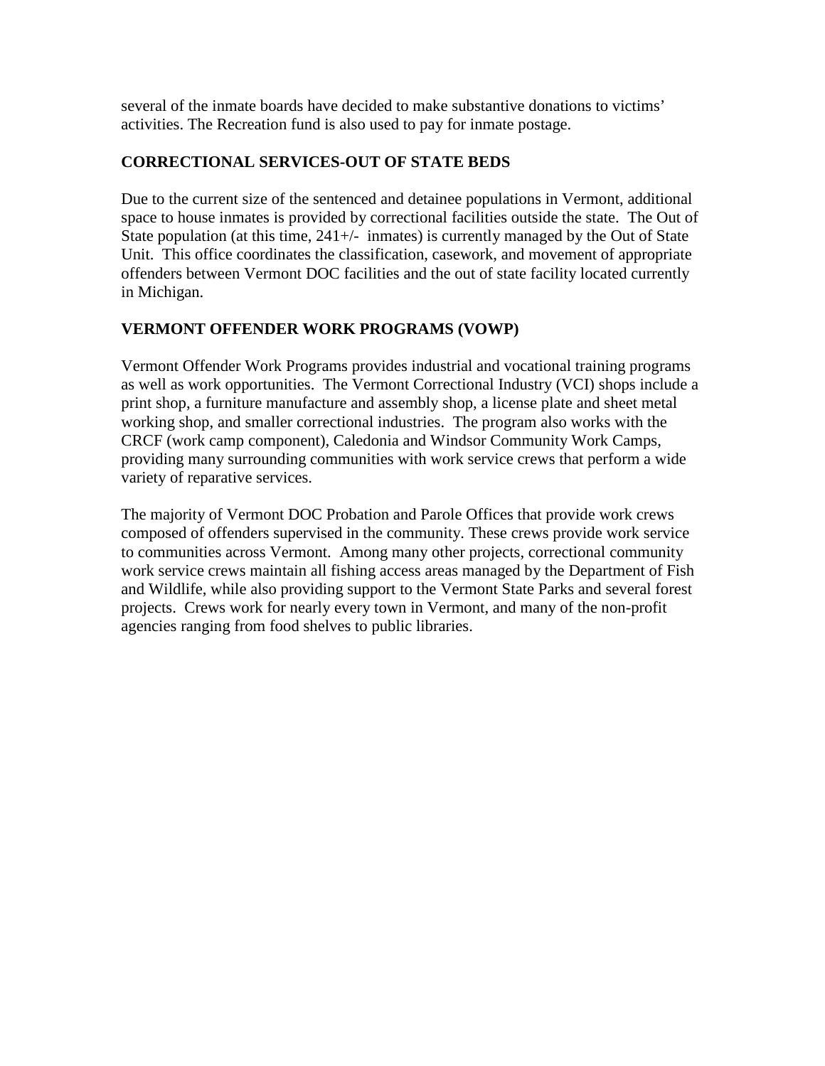several of the inmate boards have decided to make substantive donations to victims' activities. The Recreation fund is also used to pay for inmate postage.

## CORRECTIONAL SERVICES-OUT OF STATE BEDS

Due to the current size of the sentenced and detainee populations in Vermont, additional space to house inmates is provided by correctional facilities outside the state. The Out of State population (at this time, 241+/- inmates) is currently managed by the Out of State Unit. This office coordinates the classification, casework, and movement of appropriate offenders between Vermont DOC facilities and the out of state facility located currently in Michigan.

## VERMONT OFFENDER WORK PROGRAMS (VOWP)

Vermont Offender Work Programs provides industrial and vocational training programs as well as work opportunities. The Vermont Correctional Industry (VCI) shops include a print shop, a furniture manufacture and assembly shop, a license plate and sheet metal working shop, and smaller correctional industries. The program also works with the CRCF (work camp component), Caledonia and Windsor Community Work Camps, providing many surrounding communities with work service crews that perform a wide variety of reparative services.

The majority of Vermont DOC Probation and Parole Offices that provide work crews composed of offenders supervised in the community. These crews provide work service to communities across Vermont. Among many other projects, correctional community work service crews maintain all fishing access areas managed by the Department of Fish and Wildlife, while also providing support to the Vermont State Parks and several forest projects. Crews work for nearly every town in Vermont, and many of the non-profit agencies ranging from food shelves to public libraries.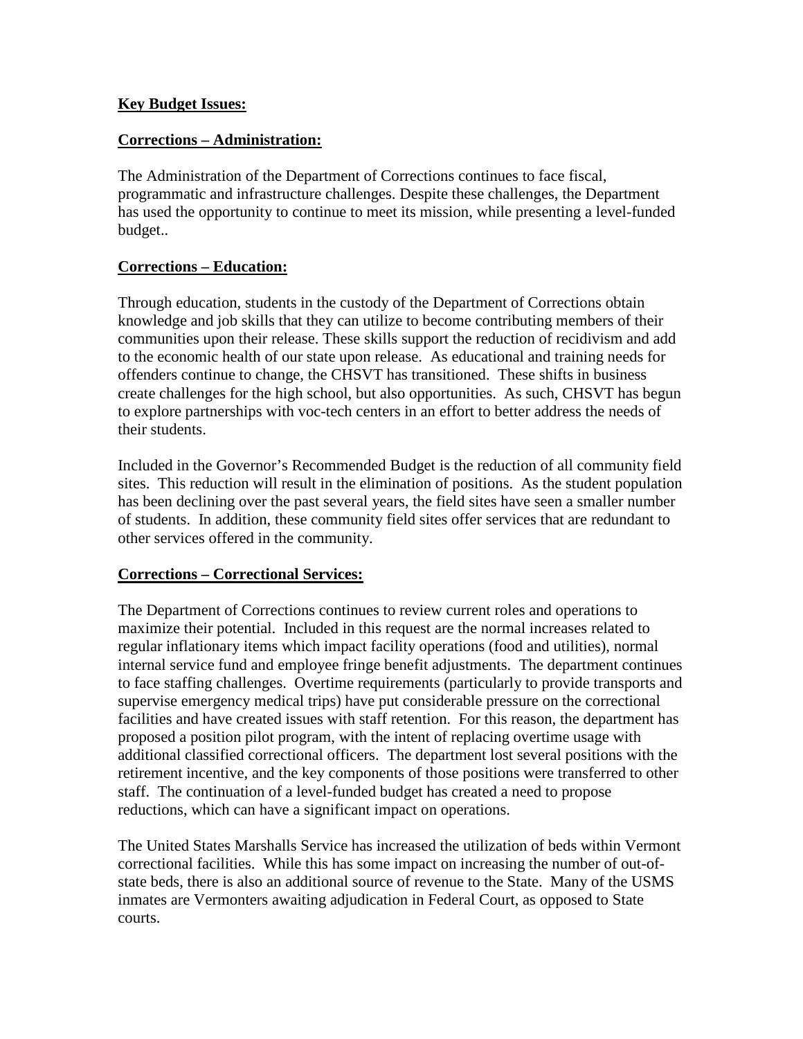**Key Budget Issues:**

**Corrections – Administration:**

The Administration of the Department of Corrections continues to face fiscal, programmatic and infrastructure challenges. Despite these challenges, the Department has used the opportunity to continue to meet its mission, while presenting a level-funded budget..

**Corrections – Education:**

Through education, students in the custody of the Department of Corrections obtain knowledge and job skills that they can utilize to become contributing members of their communities upon their release. These skills support the reduction of recidivism and add to the economic health of our state upon release. As educational and training needs for offenders continue to change, the CHSVT has transitioned. These shifts in business create challenges for the high school, but also opportunities. As such, CHSVT has begun to explore partnerships with voc-tech centers in an effort to better address the needs of their students.

Included in the Governor's Recommended Budget is the reduction of all community field sites. This reduction will result in the elimination of positions. As the student population has been declining over the past several years, the field sites have seen a smaller number of students. In addition, these community field sites offer services that are redundant to other services offered in the community.

**Corrections – Correctional Services:**

The Department of Corrections continues to review current roles and operations to maximize their potential. Included in this request are the normal increases related to regular inflationary items which impact facility operations (food and utilities), normal internal service fund and employee fringe benefit adjustments. The department continues to face staffing challenges. Overtime requirements (particularly to provide transports and supervise emergency medical trips) have put considerable pressure on the correctional facilities and have created issues with staff retention. For this reason, the department has proposed a position pilot program, with the intent of replacing overtime usage with additional classified correctional officers. The department lost several positions with the retirement incentive, and the key components of those positions were transferred to other staff. The continuation of a level-funded budget has created a need to propose reductions, which can have a significant impact on operations.

The United States Marshalls Service has increased the utilization of beds within Vermont correctional facilities. While this has some impact on increasing the number of out-of-state beds, there is also an additional source of revenue to the State. Many of the USMS inmates are Vermonters awaiting adjudication in Federal Court, as opposed to State courts.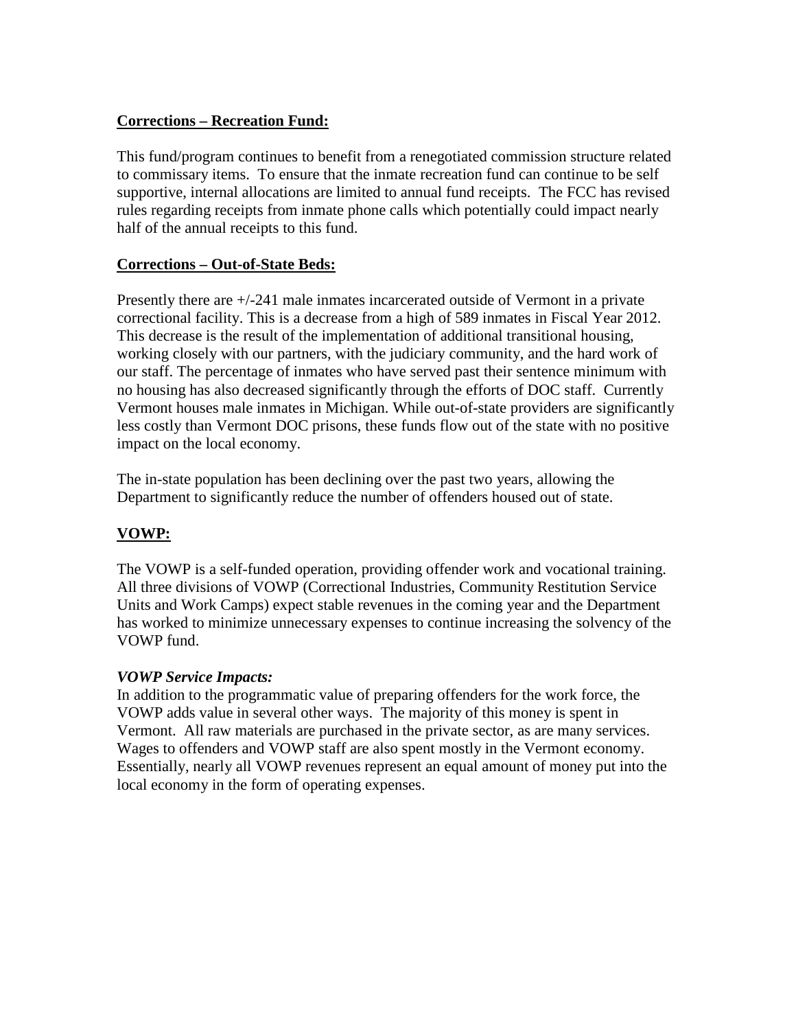**Corrections – Recreation Fund:**

This fund/program continues to benefit from a renegotiated commission structure related to commissary items. To ensure that the inmate recreation fund can continue to be self supportive, internal allocations are limited to annual fund receipts. The FCC has revised rules regarding receipts from inmate phone calls which potentially could impact nearly half of the annual receipts to this fund.

**Corrections – Out-of-State Beds:**

Presently there are +/-241 male inmates incarcerated outside of Vermont in a private correctional facility. This is a decrease from a high of 589 inmates in Fiscal Year 2012. This decrease is the result of the implementation of additional transitional housing, working closely with our partners, with the judiciary community, and the hard work of our staff. The percentage of inmates who have served past their sentence minimum with no housing has also decreased significantly through the efforts of DOC staff. Currently Vermont houses male inmates in Michigan. While out-of-state providers are significantly less costly than Vermont DOC prisons, these funds flow out of the state with no positive impact on the local economy.

The in-state population has been declining over the past two years, allowing the Department to significantly reduce the number of offenders housed out of state.

**VOWP:**

The VOWP is a self-funded operation, providing offender work and vocational training. All three divisions of VOWP (Correctional Industries, Community Restitution Service Units and Work Camps) expect stable revenues in the coming year and the Department has worked to minimize unnecessary expenses to continue increasing the solvency of the VOWP fund.

***VOWP Service Impacts:***
In addition to the programmatic value of preparing offenders for the work force, the VOWP adds value in several other ways. The majority of this money is spent in Vermont. All raw materials are purchased in the private sector, as are many services. Wages to offenders and VOWP staff are also spent mostly in the Vermont economy. Essentially, nearly all VOWP revenues represent an equal amount of money put into the local economy in the form of operating expenses.